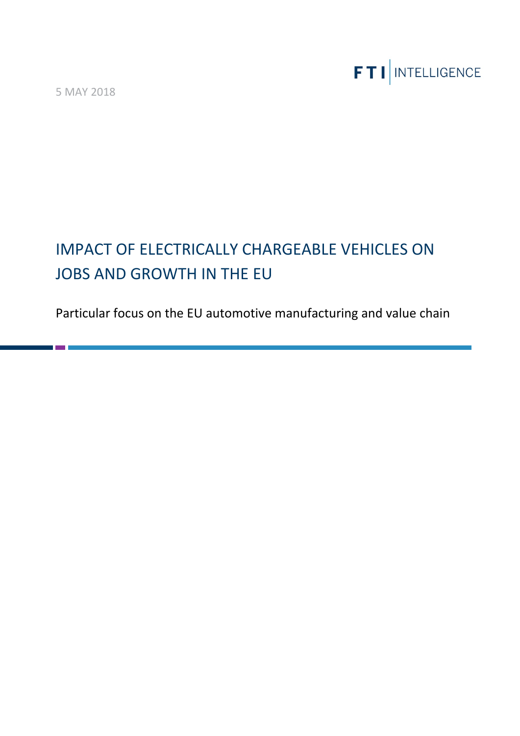FTI INTELLIGENCE

5 MAY 2018

# IMPACT OF ELECTRICALLY CHARGEABLE VEHICLES ON JOBS AND GROWTH IN THE EU

Particular focus on the EU automotive manufacturing and value chain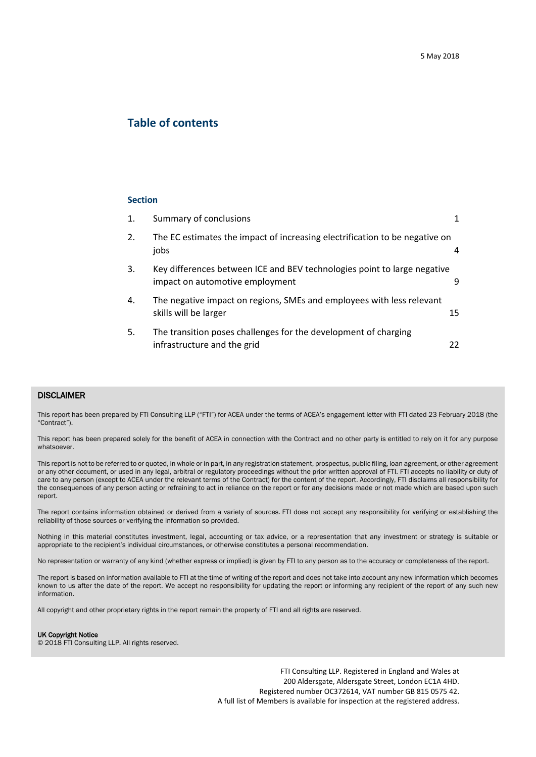5 May 2018

## Table of contents

**Section**

| | | |
|---|---|---|
| 1. | Summary of conclusions | 1 |
| 2. | The EC estimates the impact of increasing electrification to be negative on jobs | 4 |
| 3. | Key differences between ICE and BEV technologies point to large negative impact on automotive employment | 9 |
| 4. | The negative impact on regions, SMEs and employees with less relevant skills will be larger | 15 |
| 5. | The transition poses challenges for the development of charging infrastructure and the grid | 22 |

**DISCLAIMER**

This report has been prepared by FTI Consulting LLP ("FTI") for ACEA under the terms of ACEA's engagement letter with FTI dated 23 February 2018 (the "Contract").

This report has been prepared solely for the benefit of ACEA in connection with the Contract and no other party is entitled to rely on it for any purpose whatsoever.

This report is not to be referred to or quoted, in whole or in part, in any registration statement, prospectus, public filing, loan agreement, or other agreement or any other document, or used in any legal, arbitral or regulatory proceedings without the prior written approval of FTI. FTI accepts no liability or duty of care to any person (except to ACEA under the relevant terms of the Contract) for the content of the report. Accordingly, FTI disclaims all responsibility for the consequences of any person acting or refraining to act in reliance on the report or for any decisions made or not made which are based upon such report.

The report contains information obtained or derived from a variety of sources. FTI does not accept any responsibility for verifying or establishing the reliability of those sources or verifying the information so provided.

Nothing in this material constitutes investment, legal, accounting or tax advice, or a representation that any investment or strategy is suitable or appropriate to the recipient's individual circumstances, or otherwise constitutes a personal recommendation.

No representation or warranty of any kind (whether express or implied) is given by FTI to any person as to the accuracy or completeness of the report.

The report is based on information available to FTI at the time of writing of the report and does not take into account any new information which becomes known to us after the date of the report. We accept no responsibility for updating the report or informing any recipient of the report of any such new information.

All copyright and other proprietary rights in the report remain the property of FTI and all rights are reserved.

**UK Copyright Notice**
© 2018 FTI Consulting LLP. All rights reserved.

FTI Consulting LLP. Registered in England and Wales at
200 Aldersgate, Aldersgate Street, London EC1A 4HD.
Registered number OC372614, VAT number GB 815 0575 42.
A full list of Members is available for inspection at the registered address.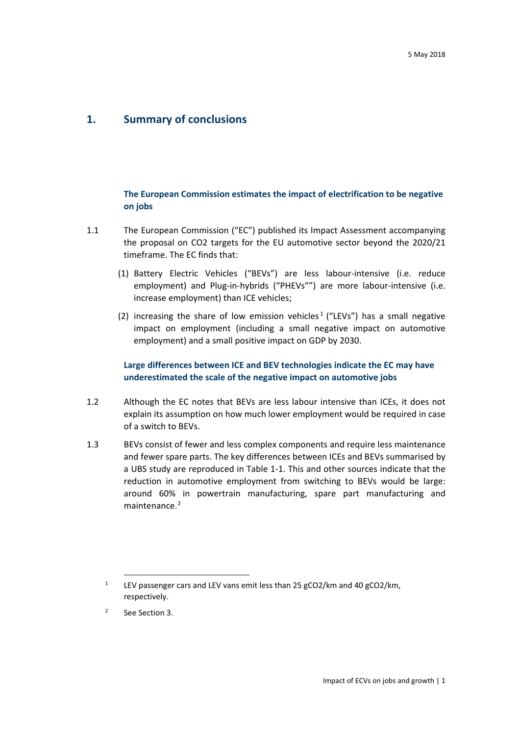5 May 2018

# 1. Summary of conclusions

### The European Commission estimates the impact of electrification to be negative on jobs

1.1 The European Commission ("EC") published its Impact Assessment accompanying the proposal on CO2 targets for the EU automotive sector beyond the 2020/21 timeframe. The EC finds that:

(1) Battery Electric Vehicles ("BEVs") are less labour-intensive (i.e. reduce employment) and Plug-in-hybrids ("PHEVs"") are more labour-intensive (i.e. increase employment) than ICE vehicles;

(2) increasing the share of low emission vehicles[1] ("LEVs") has a small negative impact on employment (including a small negative impact on automotive employment) and a small positive impact on GDP by 2030.

### Large differences between ICE and BEV technologies indicate the EC may have underestimated the scale of the negative impact on automotive jobs

1.2 Although the EC notes that BEVs are less labour intensive than ICEs, it does not explain its assumption on how much lower employment would be required in case of a switch to BEVs.

1.3 BEVs consist of fewer and less complex components and require less maintenance and fewer spare parts. The key differences between ICEs and BEVs summarised by a UBS study are reproduced in Table 1-1. This and other sources indicate that the reduction in automotive employment from switching to BEVs would be large: around 60% in powertrain manufacturing, spare part manufacturing and maintenance.[2]

---

[1] LEV passenger cars and LEV vans emit less than 25 gCO2/km and 40 gCO2/km, respectively.

[2] See Section 3.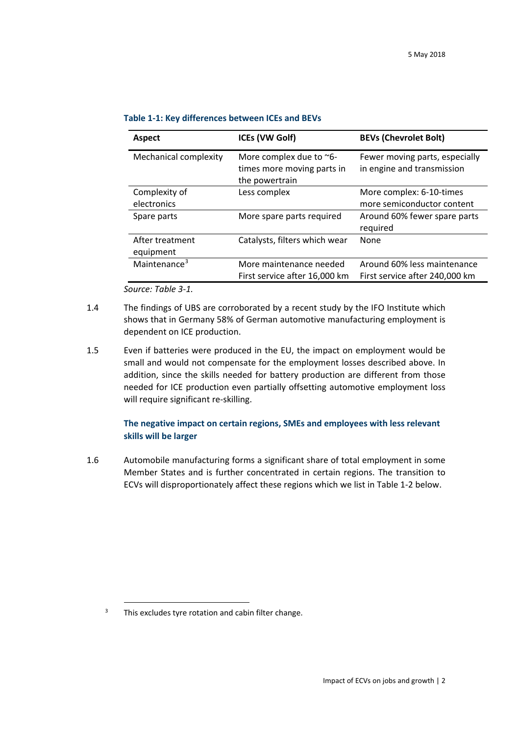**Table 1-1: Key differences between ICEs and BEVs**

| Aspect | ICEs (VW Golf) | BEVs (Chevrolet Bolt) |
|---|---|---|
| Mechanical complexity | More complex due to ~6-times more moving parts in the powertrain | Fewer moving parts, especially in engine and transmission |
| Complexity of electronics | Less complex | More complex: 6-10-times more semiconductor content |
| Spare parts | More spare parts required | Around 60% fewer spare parts required |
| After treatment equipment | Catalysts, filters which wear | None |
| Maintenance[3] | More maintenance needed First service after 16,000 km | Around 60% less maintenance First service after 240,000 km |

*Source: Table 3-1.*

1.4 The findings of UBS are corroborated by a recent study by the IFO Institute which shows that in Germany 58% of German automotive manufacturing employment is dependent on ICE production.

1.5 Even if batteries were produced in the EU, the impact on employment would be small and would not compensate for the employment losses described above. In addition, since the skills needed for battery production are different from those needed for ICE production even partially offsetting automotive employment loss will require significant re-skilling.

### The negative impact on certain regions, SMEs and employees with less relevant skills will be larger

1.6 Automobile manufacturing forms a significant share of total employment in some Member States and is further concentrated in certain regions. The transition to ECVs will disproportionately affect these regions which we list in Table 1-2 below.

[3] This excludes tyre rotation and cabin filter change.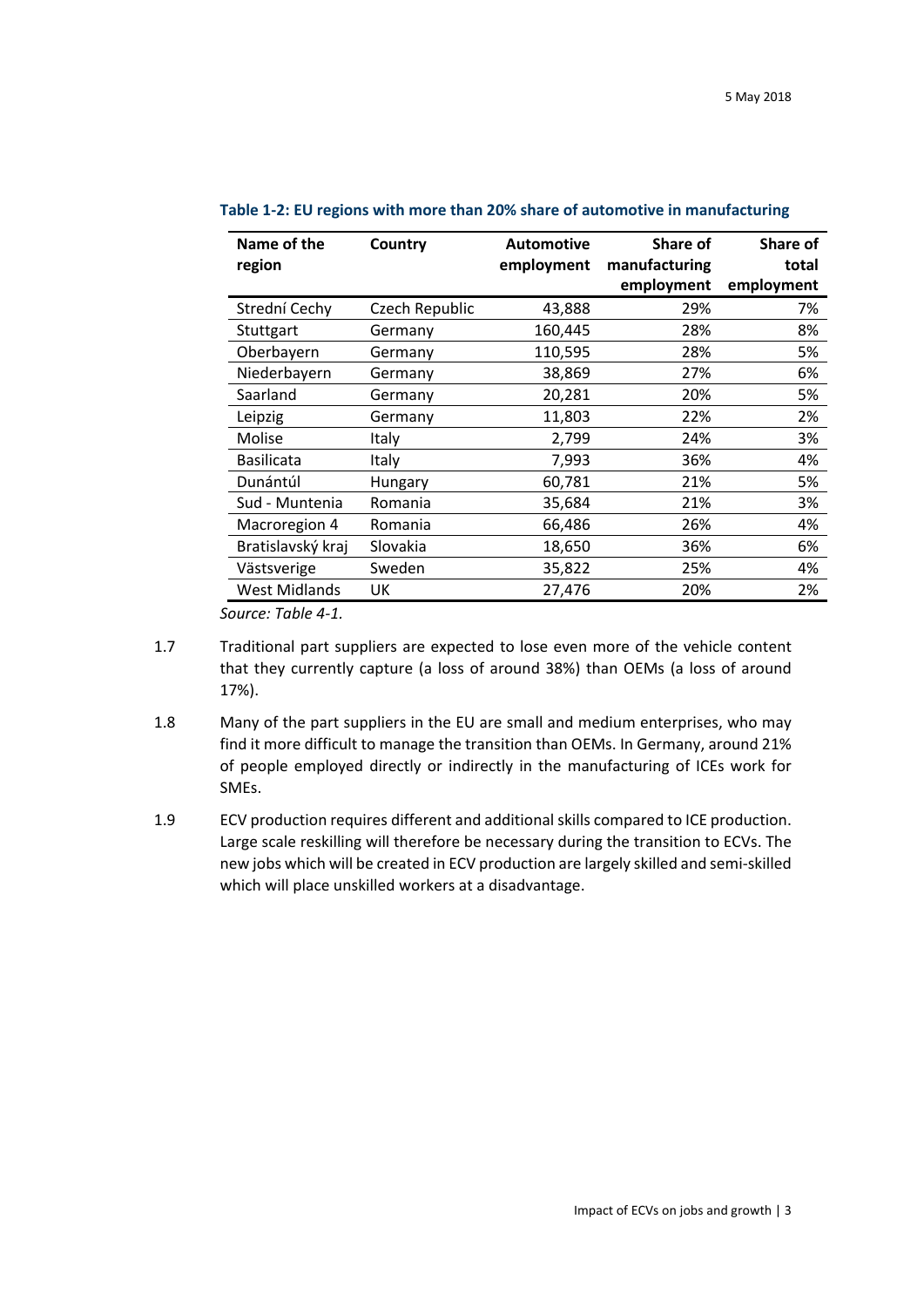**Table 1-2: EU regions with more than 20% share of automotive in manufacturing**

| Name of the region | Country | Automotive employment | Share of manufacturing employment | Share of total employment |
|---|---|---|---|---|
| Stredni Cechy | Czech Republic | 43,888 | 29% | 7% |
| Stuttgart | Germany | 160,445 | 28% | 8% |
| Oberbayern | Germany | 110,595 | 28% | 5% |
| Niederbayern | Germany | 38,869 | 27% | 6% |
| Saarland | Germany | 20,281 | 20% | 5% |
| Leipzig | Germany | 11,803 | 22% | 2% |
| Molise | Italy | 2,799 | 24% | 3% |
| Basilicata | Italy | 7,993 | 36% | 4% |
| Dunántúl | Hungary | 60,781 | 21% | 5% |
| Sud - Muntenia | Romania | 35,684 | 21% | 3% |
| Macroregion 4 | Romania | 66,486 | 26% | 4% |
| Bratislavský kraj | Slovakia | 18,650 | 36% | 6% |
| Västsverige | Sweden | 35,822 | 25% | 4% |
| West Midlands | UK | 27,476 | 20% | 2% |

*Source: Table 4-1.*

1.7 Traditional part suppliers are expected to lose even more of the vehicle content that they currently capture (a loss of around 38%) than OEMs (a loss of around 17%).

1.8 Many of the part suppliers in the EU are small and medium enterprises, who may find it more difficult to manage the transition than OEMs. In Germany, around 21% of people employed directly or indirectly in the manufacturing of ICEs work for SMEs.

1.9 ECV production requires different and additional skills compared to ICE production. Large scale reskilling will therefore be necessary during the transition to ECVs. The new jobs which will be created in ECV production are largely skilled and semi-skilled which will place unskilled workers at a disadvantage.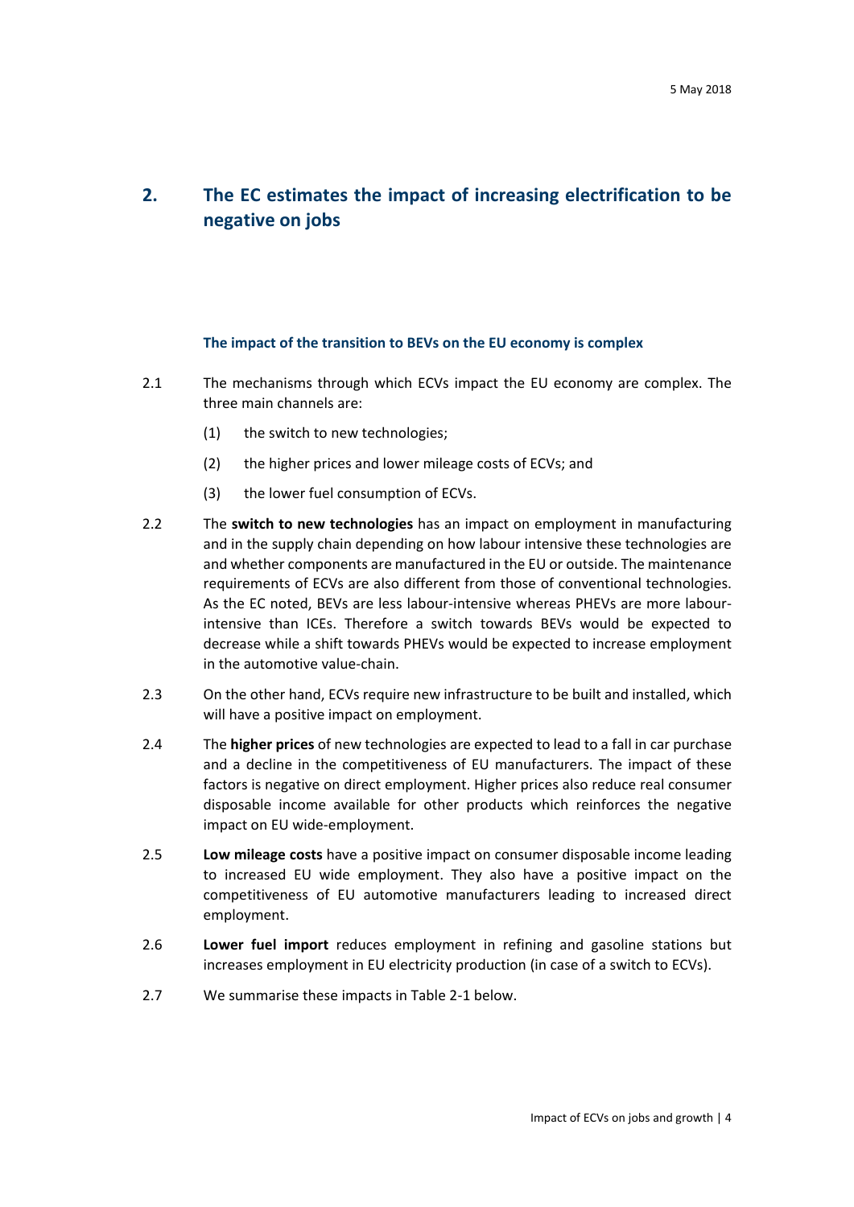## 2. The EC estimates the impact of increasing electrification to be negative on jobs

### The impact of the transition to BEVs on the EU economy is complex

2.1 The mechanisms through which ECVs impact the EU economy are complex. The three main channels are:

(1) the switch to new technologies;

(2) the higher prices and lower mileage costs of ECVs; and

(3) the lower fuel consumption of ECVs.

2.2 The **switch to new technologies** has an impact on employment in manufacturing and in the supply chain depending on how labour intensive these technologies are and whether components are manufactured in the EU or outside. The maintenance requirements of ECVs are also different from those of conventional technologies. As the EC noted, BEVs are less labour-intensive whereas PHEVs are more labour-intensive than ICEs. Therefore a switch towards BEVs would be expected to decrease while a shift towards PHEVs would be expected to increase employment in the automotive value-chain.

2.3 On the other hand, ECVs require new infrastructure to be built and installed, which will have a positive impact on employment.

2.4 The **higher prices** of new technologies are expected to lead to a fall in car purchase and a decline in the competitiveness of EU manufacturers. The impact of these factors is negative on direct employment. Higher prices also reduce real consumer disposable income available for other products which reinforces the negative impact on EU wide-employment.

2.5 **Low mileage costs** have a positive impact on consumer disposable income leading to increased EU wide employment. They also have a positive impact on the competitiveness of EU automotive manufacturers leading to increased direct employment.

2.6 **Lower fuel import** reduces employment in refining and gasoline stations but increases employment in EU electricity production (in case of a switch to ECVs).

2.7 We summarise these impacts in Table 2-1 below.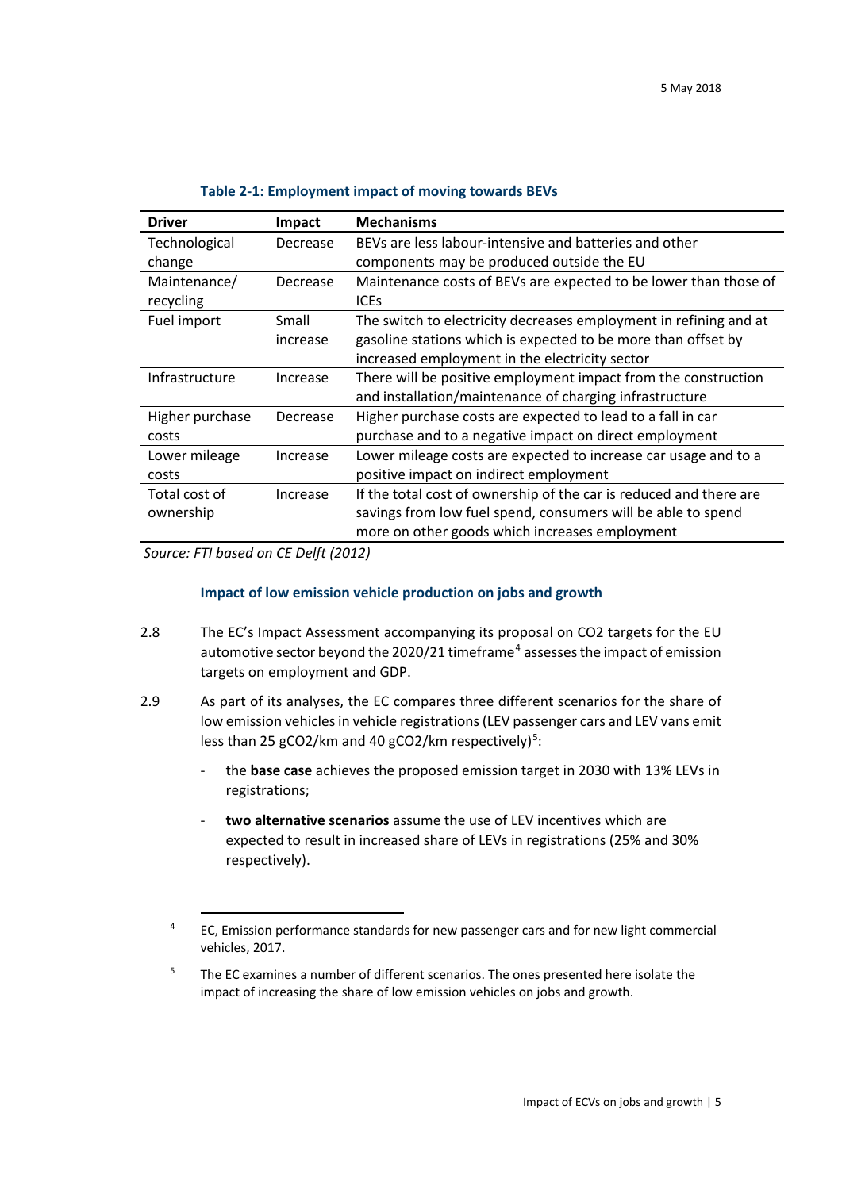**Table 2-1: Employment impact of moving towards BEVs**

| Driver | Impact | Mechanisms |
|---|---|---|
| Technological change | Decrease | BEVs are less labour-intensive and batteries and other components may be produced outside the EU |
| Maintenance/ recycling | Decrease | Maintenance costs of BEVs are expected to be lower than those of ICEs |
| Fuel import | Small increase | The switch to electricity decreases employment in refining and at gasoline stations which is expected to be more than offset by increased employment in the electricity sector |
| Infrastructure | Increase | There will be positive employment impact from the construction and installation/maintenance of charging infrastructure |
| Higher purchase costs | Decrease | Higher purchase costs are expected to lead to a fall in car purchase and to a negative impact on direct employment |
| Lower mileage costs | Increase | Lower mileage costs are expected to increase car usage and to a positive impact on indirect employment |
| Total cost of ownership | Increase | If the total cost of ownership of the car is reduced and there are savings from low fuel spend, consumers will be able to spend more on other goods which increases employment |

*Source: FTI based on CE Delft (2012)*

### Impact of low emission vehicle production on jobs and growth

2.8 The EC's Impact Assessment accompanying its proposal on CO2 targets for the EU automotive sector beyond the 2020/21 timeframe[4] assesses the impact of emission targets on employment and GDP.

2.9 As part of its analyses, the EC compares three different scenarios for the share of low emission vehicles in vehicle registrations (LEV passenger cars and LEV vans emit less than 25 gCO2/km and 40 gCO2/km respectively)[5]:

- the **base case** achieves the proposed emission target in 2030 with 13% LEVs in registrations;
- **two alternative scenarios** assume the use of LEV incentives which are expected to result in increased share of LEVs in registrations (25% and 30% respectively).

---

[4] EC, Emission performance standards for new passenger cars and for new light commercial vehicles, 2017.

[5] The EC examines a number of different scenarios. The ones presented here isolate the impact of increasing the share of low emission vehicles on jobs and growth.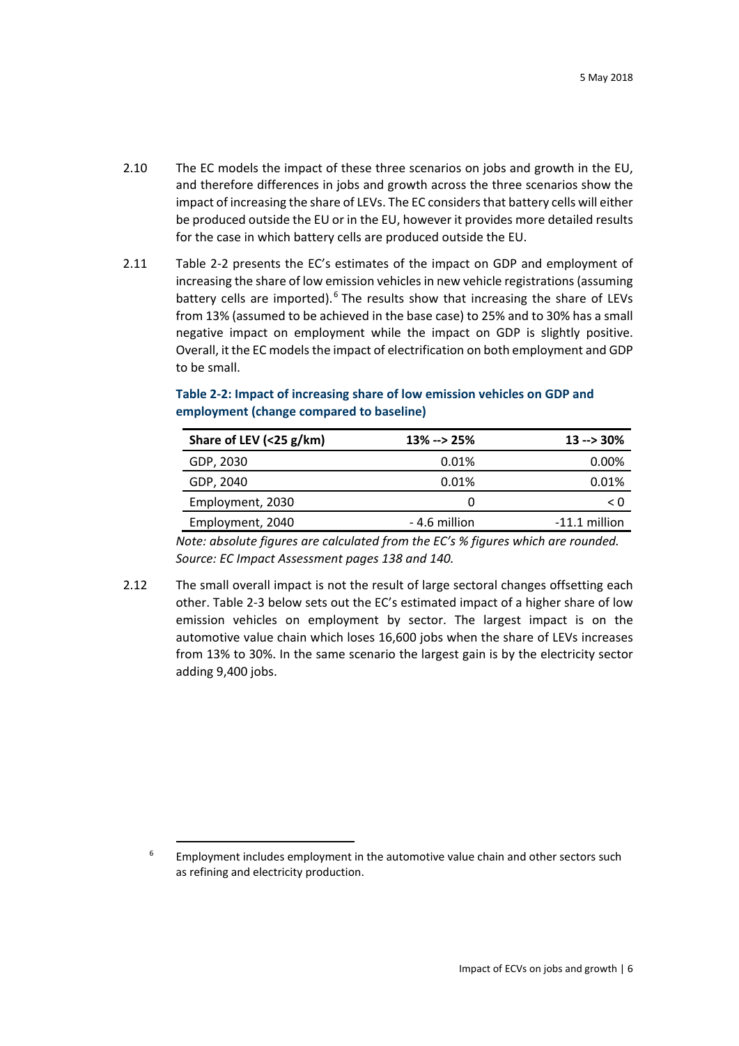2.10 The EC models the impact of these three scenarios on jobs and growth in the EU, and therefore differences in jobs and growth across the three scenarios show the impact of increasing the share of LEVs. The EC considers that battery cells will either be produced outside the EU or in the EU, however it provides more detailed results for the case in which battery cells are produced outside the EU.

2.11 Table 2-2 presents the EC's estimates of the impact on GDP and employment of increasing the share of low emission vehicles in new vehicle registrations (assuming battery cells are imported).[6] The results show that increasing the share of LEVs from 13% (assumed to be achieved in the base case) to 25% and to 30% has a small negative impact on employment while the impact on GDP is slightly positive. Overall, it the EC models the impact of electrification on both employment and GDP to be small.

**Table 2-2: Impact of increasing share of low emission vehicles on GDP and employment (change compared to baseline)**

| Share of LEV (<25 g/km) | 13% --> 25% | 13 --> 30% |
|---|---|---|
| GDP, 2030 | 0.01% | 0.00% |
| GDP, 2040 | 0.01% | 0.01% |
| Employment, 2030 | 0 | < 0 |
| Employment, 2040 | - 4.6 million | -11.1 million |

*Note: absolute figures are calculated from the EC's % figures which are rounded.*
*Source: EC Impact Assessment pages 138 and 140.*

2.12 The small overall impact is not the result of large sectoral changes offsetting each other. Table 2-3 below sets out the EC's estimated impact of a higher share of low emission vehicles on employment by sector. The largest impact is on the automotive value chain which loses 16,600 jobs when the share of LEVs increases from 13% to 30%. In the same scenario the largest gain is by the electricity sector adding 9,400 jobs.

[6] Employment includes employment in the automotive value chain and other sectors such as refining and electricity production.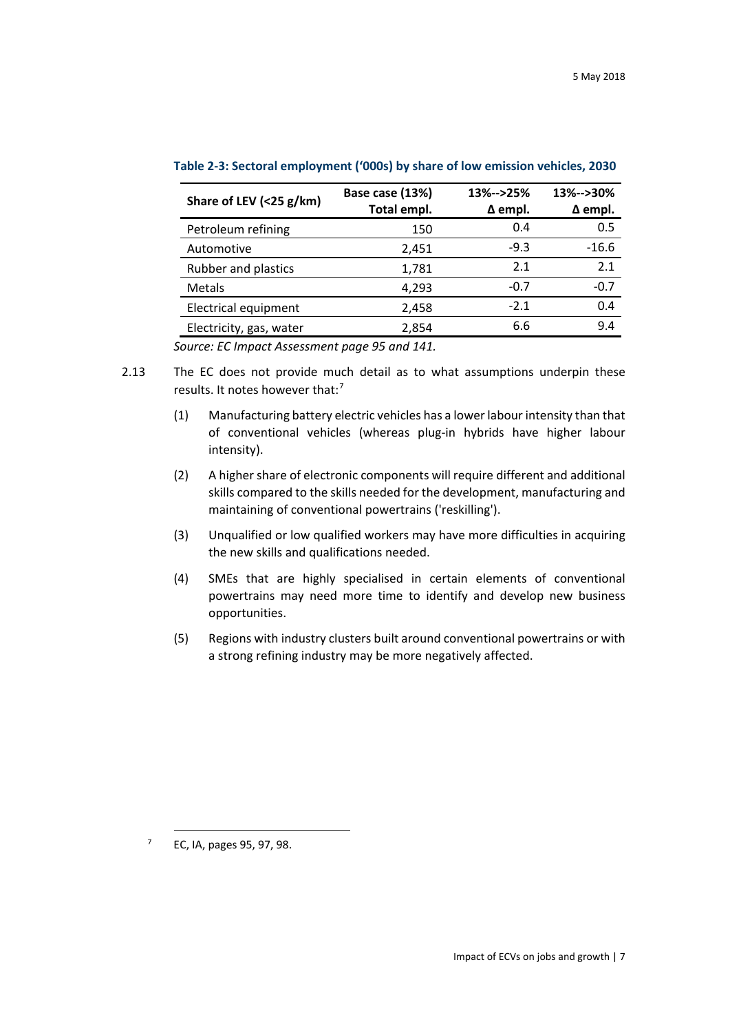**Table 2-3: Sectoral employment ('000s) by share of low emission vehicles, 2030**

| Share of LEV (<25 g/km) | Base case (13%) Total empl. | 13%-->25% Δ empl. | 13%-->30% Δ empl. |
|---|---|---|---|
| Petroleum refining | 150 | 0.4 | 0.5 |
| Automotive | 2,451 | -9.3 | -16.6 |
| Rubber and plastics | 1,781 | 2.1 | 2.1 |
| Metals | 4,293 | -0.7 | -0.7 |
| Electrical equipment | 2,458 | -2.1 | 0.4 |
| Electricity, gas, water | 2,854 | 6.6 | 9.4 |

*Source: EC Impact Assessment page 95 and 141.*

2.13 The EC does not provide much detail as to what assumptions underpin these results. It notes however that:[7]

(1) Manufacturing battery electric vehicles has a lower labour intensity than that of conventional vehicles (whereas plug-in hybrids have higher labour intensity).

(2) A higher share of electronic components will require different and additional skills compared to the skills needed for the development, manufacturing and maintaining of conventional powertrains ('reskilling').

(3) Unqualified or low qualified workers may have more difficulties in acquiring the new skills and qualifications needed.

(4) SMEs that are highly specialised in certain elements of conventional powertrains may need more time to identify and develop new business opportunities.

(5) Regions with industry clusters built around conventional powertrains or with a strong refining industry may be more negatively affected.

---

[7] EC, IA, pages 95, 97, 98.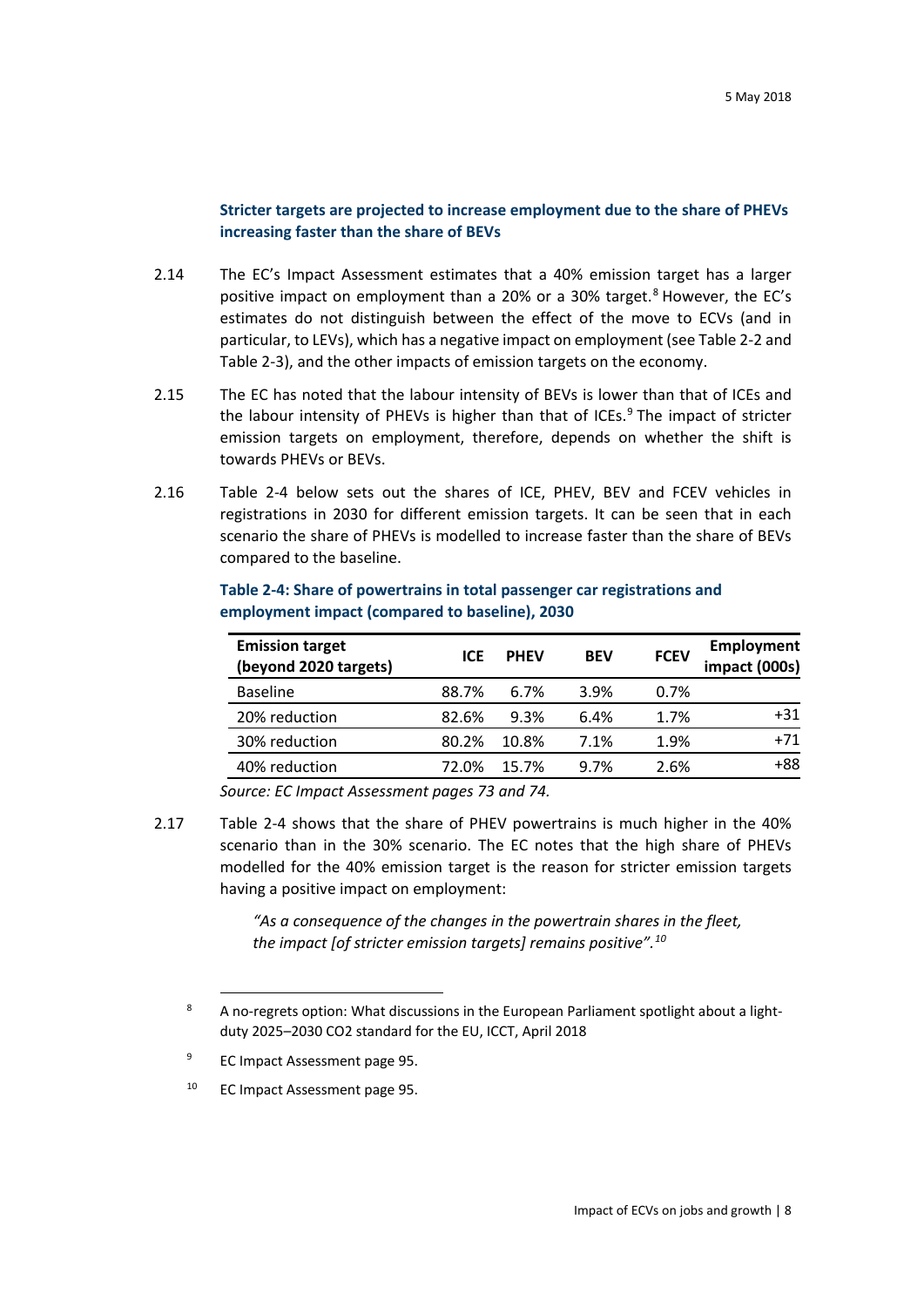### Stricter targets are projected to increase employment due to the share of PHEVs increasing faster than the share of BEVs

2.14 The EC's Impact Assessment estimates that a 40% emission target has a larger positive impact on employment than a 20% or a 30% target.[8] However, the EC's estimates do not distinguish between the effect of the move to ECVs (and in particular, to LEVs), which has a negative impact on employment (see Table 2-2 and Table 2-3), and the other impacts of emission targets on the economy.

2.15 The EC has noted that the labour intensity of BEVs is lower than that of ICEs and the labour intensity of PHEVs is higher than that of ICEs.[9] The impact of stricter emission targets on employment, therefore, depends on whether the shift is towards PHEVs or BEVs.

2.16 Table 2-4 below sets out the shares of ICE, PHEV, BEV and FCEV vehicles in registrations in 2030 for different emission targets. It can be seen that in each scenario the share of PHEVs is modelled to increase faster than the share of BEVs compared to the baseline.

**Table 2-4: Share of powertrains in total passenger car registrations and employment impact (compared to baseline), 2030**

| Emission target (beyond 2020 targets) | ICE | PHEV | BEV | FCEV | Employment impact (000s) |
|---|---|---|---|---|---|
| Baseline | 88.7% | 6.7% | 3.9% | 0.7% | |
| 20% reduction | 82.6% | 9.3% | 6.4% | 1.7% | +31 |
| 30% reduction | 80.2% | 10.8% | 7.1% | 1.9% | +71 |
| 40% reduction | 72.0% | 15.7% | 9.7% | 2.6% | +88 |

*Source: EC Impact Assessment pages 73 and 74.*

2.17 Table 2-4 shows that the share of PHEV powertrains is much higher in the 40% scenario than in the 30% scenario. The EC notes that the high share of PHEVs modelled for the 40% emission target is the reason for stricter emission targets having a positive impact on employment:

> *"As a consequence of the changes in the powertrain shares in the fleet, the impact [of stricter emission targets] remains positive".[10]*

---

[8] A no-regrets option: What discussions in the European Parliament spotlight about a light-duty 2025–2030 CO2 standard for the EU, ICCT, April 2018

[9] EC Impact Assessment page 95.

[10] EC Impact Assessment page 95.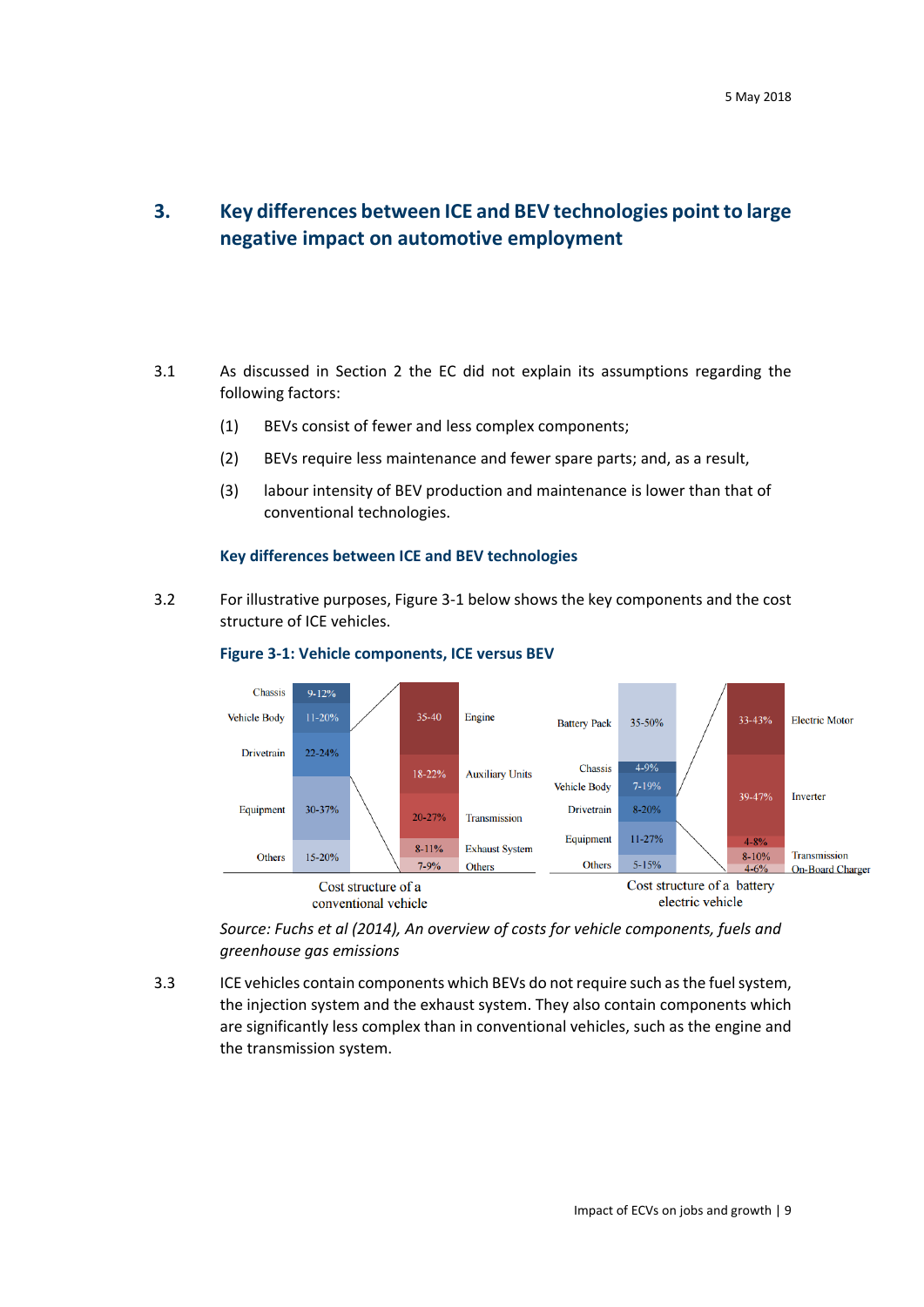## 3. Key differences between ICE and BEV technologies point to large negative impact on automotive employment

3.1 As discussed in Section 2 the EC did not explain its assumptions regarding the following factors:

(1) BEVs consist of fewer and less complex components;

(2) BEVs require less maintenance and fewer spare parts; and, as a result,

(3) labour intensity of BEV production and maintenance is lower than that of conventional technologies.

### Key differences between ICE and BEV technologies

3.2 For illustrative purposes, Figure 3-1 below shows the key components and the cost structure of ICE vehicles.

**Figure 3-1: Vehicle components, ICE versus BEV**

Cost structure of a conventional vehicle

| Component | Share |
|---|---|
| Chassis | 9-12% |
| Vehicle Body | 11-20% |
| Drivetrain | 22-24% |
| Equipment | 30-37% |
| Others | 15-20% |

| Drivetrain component | Share |
|---|---|
| Engine | 35-40 |
| Auxiliary Units | 18-22% |
| Transmission | 20-27% |
| Exhaust System | 8-11% |
| Others | 7-9% |

Cost structure of a battery electric vehicle

| Component | Share |
|---|---|
| Battery Pack | 35-50% |
| Chassis | 4-9% |
| Vehicle Body | 7-19% |
| Drivetrain | 8-20% |
| Equipment | 11-27% |
| Others | 5-15% |

| Drivetrain component | Share |
|---|---|
| Electric Motor | 33-43% |
| Inverter | 39-47% |
| | 4-8% |
| Transmission | 8-10% |
| On-Board Charger | 4-6% |

*Source: Fuchs et al (2014), An overview of costs for vehicle components, fuels and greenhouse gas emissions*

3.3 ICE vehicles contain components which BEVs do not require such as the fuel system, the injection system and the exhaust system. They also contain components which are significantly less complex than in conventional vehicles, such as the engine and the transmission system.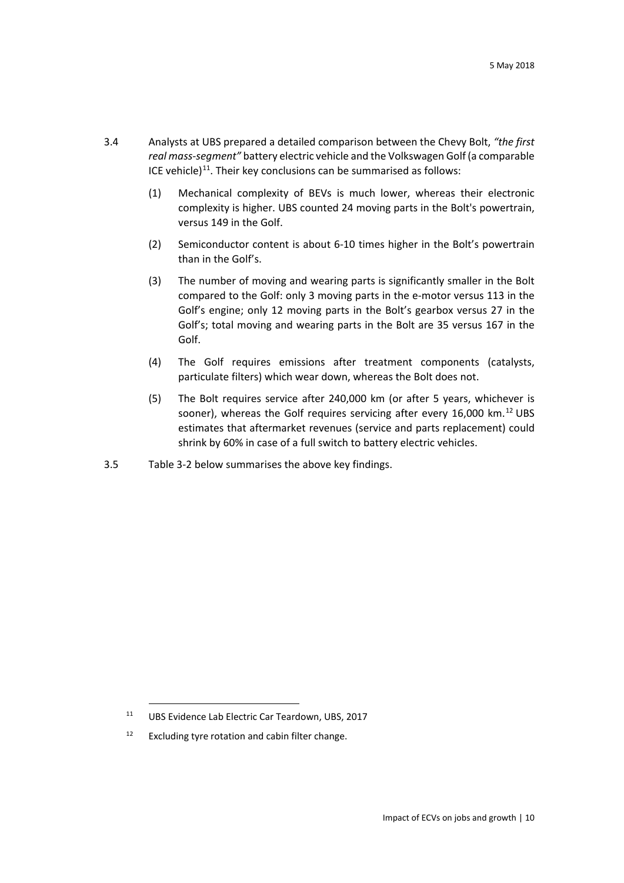3.4 Analysts at UBS prepared a detailed comparison between the Chevy Bolt, *"the first real mass-segment"* battery electric vehicle and the Volkswagen Golf (a comparable ICE vehicle)[11]. Their key conclusions can be summarised as follows:

(1) Mechanical complexity of BEVs is much lower, whereas their electronic complexity is higher. UBS counted 24 moving parts in the Bolt's powertrain, versus 149 in the Golf.

(2) Semiconductor content is about 6-10 times higher in the Bolt's powertrain than in the Golf's.

(3) The number of moving and wearing parts is significantly smaller in the Bolt compared to the Golf: only 3 moving parts in the e-motor versus 113 in the Golf's engine; only 12 moving parts in the Bolt's gearbox versus 27 in the Golf's; total moving and wearing parts in the Bolt are 35 versus 167 in the Golf.

(4) The Golf requires emissions after treatment components (catalysts, particulate filters) which wear down, whereas the Bolt does not.

(5) The Bolt requires service after 240,000 km (or after 5 years, whichever is sooner), whereas the Golf requires servicing after every 16,000 km.[12] UBS estimates that aftermarket revenues (service and parts replacement) could shrink by 60% in case of a full switch to battery electric vehicles.

3.5 Table 3-2 below summarises the above key findings.

---

[11] UBS Evidence Lab Electric Car Teardown, UBS, 2017

[12] Excluding tyre rotation and cabin filter change.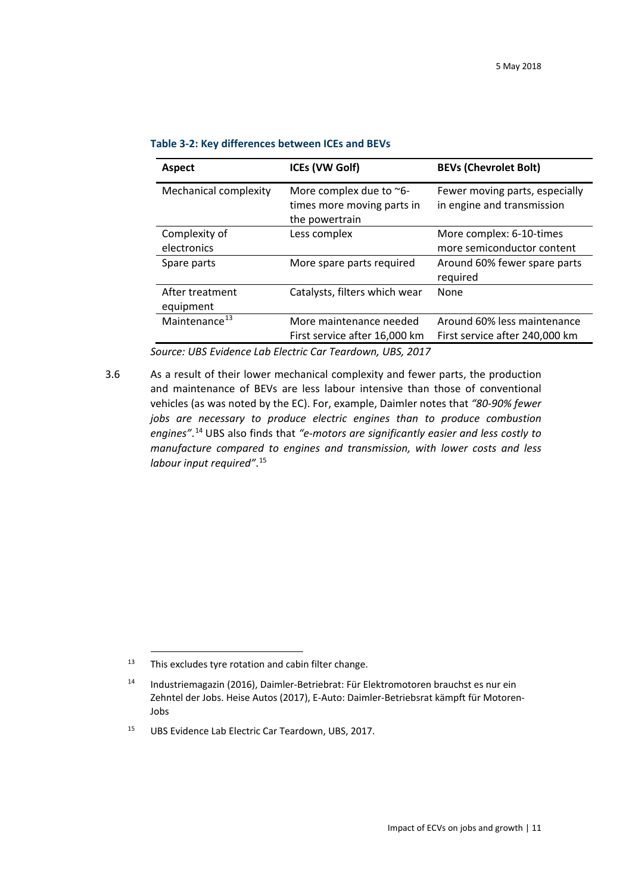**Table 3-2: Key differences between ICEs and BEVs**

| Aspect | ICEs (VW Golf) | BEVs (Chevrolet Bolt) |
|---|---|---|
| Mechanical complexity | More complex due to ~6-times more moving parts in the powertrain | Fewer moving parts, especially in engine and transmission |
| Complexity of electronics | Less complex | More complex: 6-10-times more semiconductor content |
| Spare parts | More spare parts required | Around 60% fewer spare parts required |
| After treatment equipment | Catalysts, filters which wear | None |
| Maintenance[13] | More maintenance needed<br>First service after 16,000 km | Around 60% less maintenance<br>First service after 240,000 km |

*Source: UBS Evidence Lab Electric Car Teardown, UBS, 2017*

3.6 As a result of their lower mechanical complexity and fewer parts, the production and maintenance of BEVs are less labour intensive than those of conventional vehicles (as was noted by the EC). For, example, Daimler notes that *"80-90% fewer jobs are necessary to produce electric engines than to produce combustion engines"*.[14] UBS also finds that *"e-motors are significantly easier and less costly to manufacture compared to engines and transmission, with lower costs and less labour input required"*.[15]

---

[13] This excludes tyre rotation and cabin filter change.

[14] Industriemagazin (2016), Daimler-Betriebrat: Für Elektromotoren brauchst es nur ein Zehntel der Jobs. Heise Autos (2017), E-Auto: Daimler-Betriebsrat kämpft für Motoren-Jobs

[15] UBS Evidence Lab Electric Car Teardown, UBS, 2017.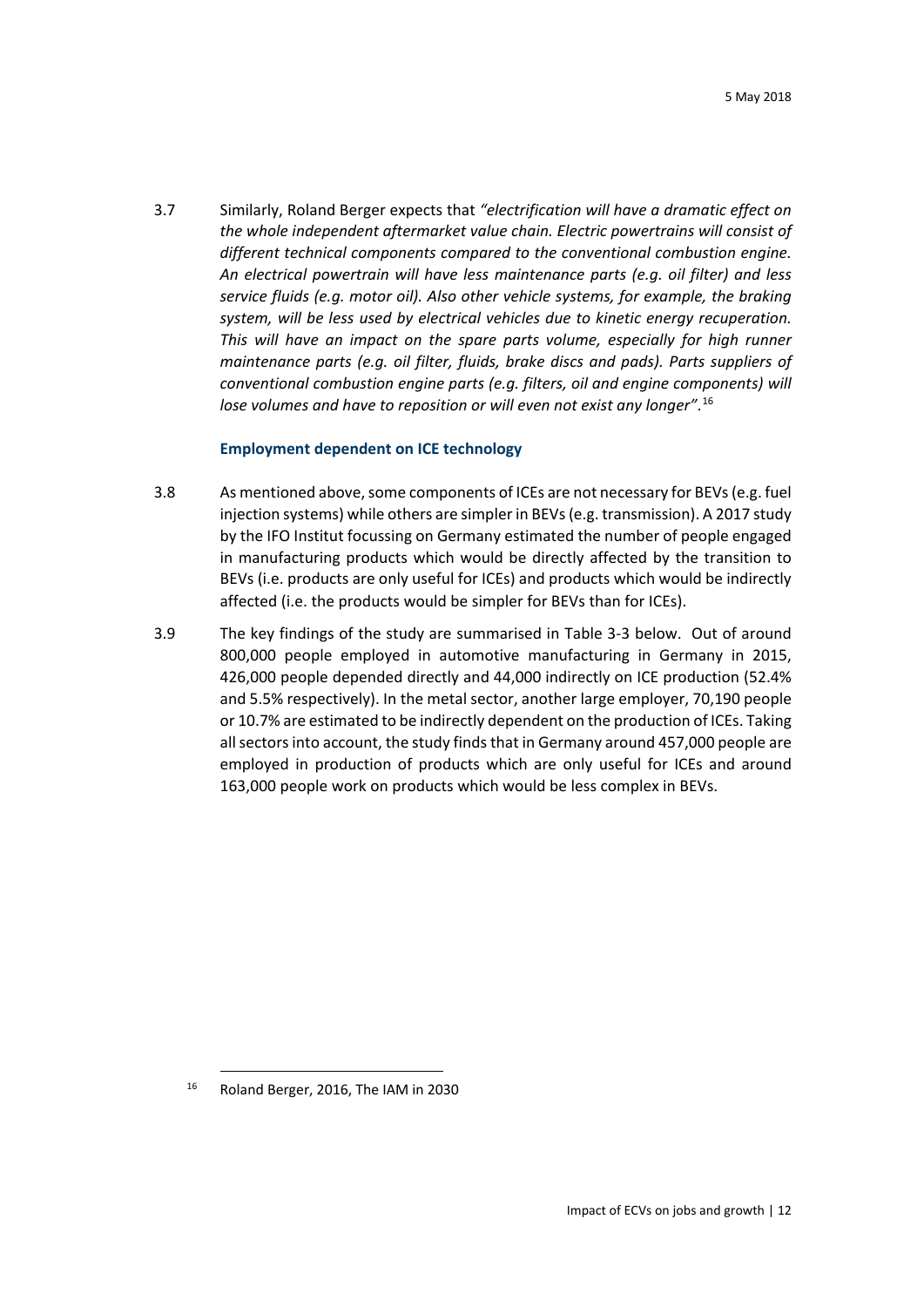3.7 Similarly, Roland Berger expects that *"electrification will have a dramatic effect on the whole independent aftermarket value chain. Electric powertrains will consist of different technical components compared to the conventional combustion engine. An electrical powertrain will have less maintenance parts (e.g. oil filter) and less service fluids (e.g. motor oil). Also other vehicle systems, for example, the braking system, will be less used by electrical vehicles due to kinetic energy recuperation. This will have an impact on the spare parts volume, especially for high runner maintenance parts (e.g. oil filter, fluids, brake discs and pads). Parts suppliers of conventional combustion engine parts (e.g. filters, oil and engine components) will lose volumes and have to reposition or will even not exist any longer"*.[16]

### Employment dependent on ICE technology

3.8 As mentioned above, some components of ICEs are not necessary for BEVs (e.g. fuel injection systems) while others are simpler in BEVs (e.g. transmission). A 2017 study by the IFO Institut focussing on Germany estimated the number of people engaged in manufacturing products which would be directly affected by the transition to BEVs (i.e. products are only useful for ICEs) and products which would be indirectly affected (i.e. the products would be simpler for BEVs than for ICEs).

3.9 The key findings of the study are summarised in Table 3-3 below. Out of around 800,000 people employed in automotive manufacturing in Germany in 2015, 426,000 people depended directly and 44,000 indirectly on ICE production (52.4% and 5.5% respectively). In the metal sector, another large employer, 70,190 people or 10.7% are estimated to be indirectly dependent on the production of ICEs. Taking all sectors into account, the study finds that in Germany around 457,000 people are employed in production of products which are only useful for ICEs and around 163,000 people work on products which would be less complex in BEVs.

[16] Roland Berger, 2016, The IAM in 2030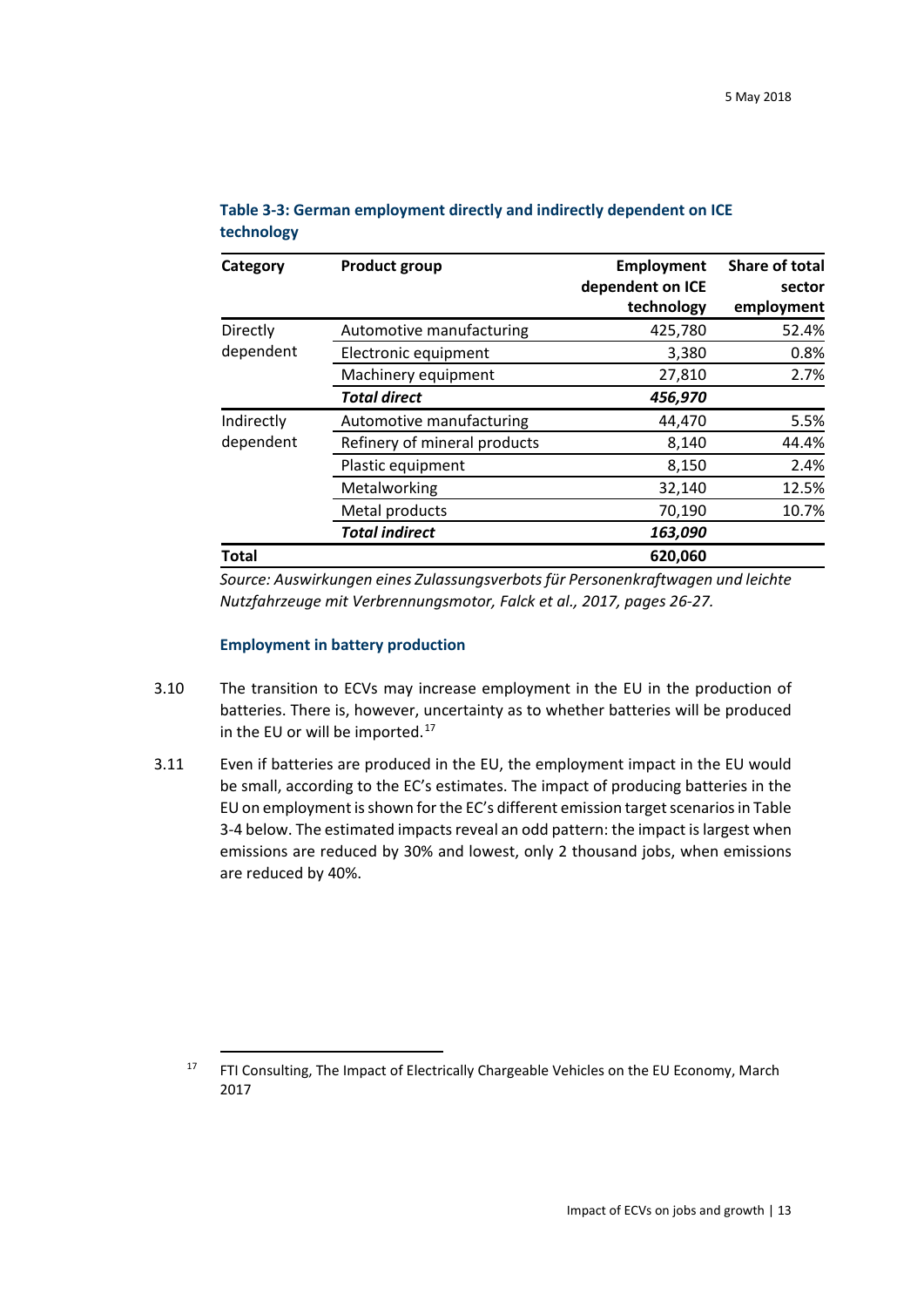**Table 3-3: German employment directly and indirectly dependent on ICE technology**

| Category | Product group | Employment dependent on ICE technology | Share of total sector employment |
|---|---|---|---|
| Directly dependent | Automotive manufacturing | 425,780 | 52.4% |
| | Electronic equipment | 3,380 | 0.8% |
| | Machinery equipment | 27,810 | 2.7% |
| | ***Total direct*** | ***456,970*** | |
| Indirectly dependent | Automotive manufacturing | 44,470 | 5.5% |
| | Refinery of mineral products | 8,140 | 44.4% |
| | Plastic equipment | 8,150 | 2.4% |
| | Metalworking | 32,140 | 12.5% |
| | Metal products | 70,190 | 10.7% |
| | ***Total indirect*** | ***163,090*** | |
| **Total** | | **620,060** | |

*Source: Auswirkungen eines Zulassungsverbots für Personenkraftwagen und leichte Nutzfahrzeuge mit Verbrennungsmotor, Falck et al., 2017, pages 26-27.*

### Employment in battery production

3.10 The transition to ECVs may increase employment in the EU in the production of batteries. There is, however, uncertainty as to whether batteries will be produced in the EU or will be imported.[17]

3.11 Even if batteries are produced in the EU, the employment impact in the EU would be small, according to the EC's estimates. The impact of producing batteries in the EU on employment is shown for the EC's different emission target scenarios in Table 3-4 below. The estimated impacts reveal an odd pattern: the impact is largest when emissions are reduced by 30% and lowest, only 2 thousand jobs, when emissions are reduced by 40%.

[17] FTI Consulting, The Impact of Electrically Chargeable Vehicles on the EU Economy, March 2017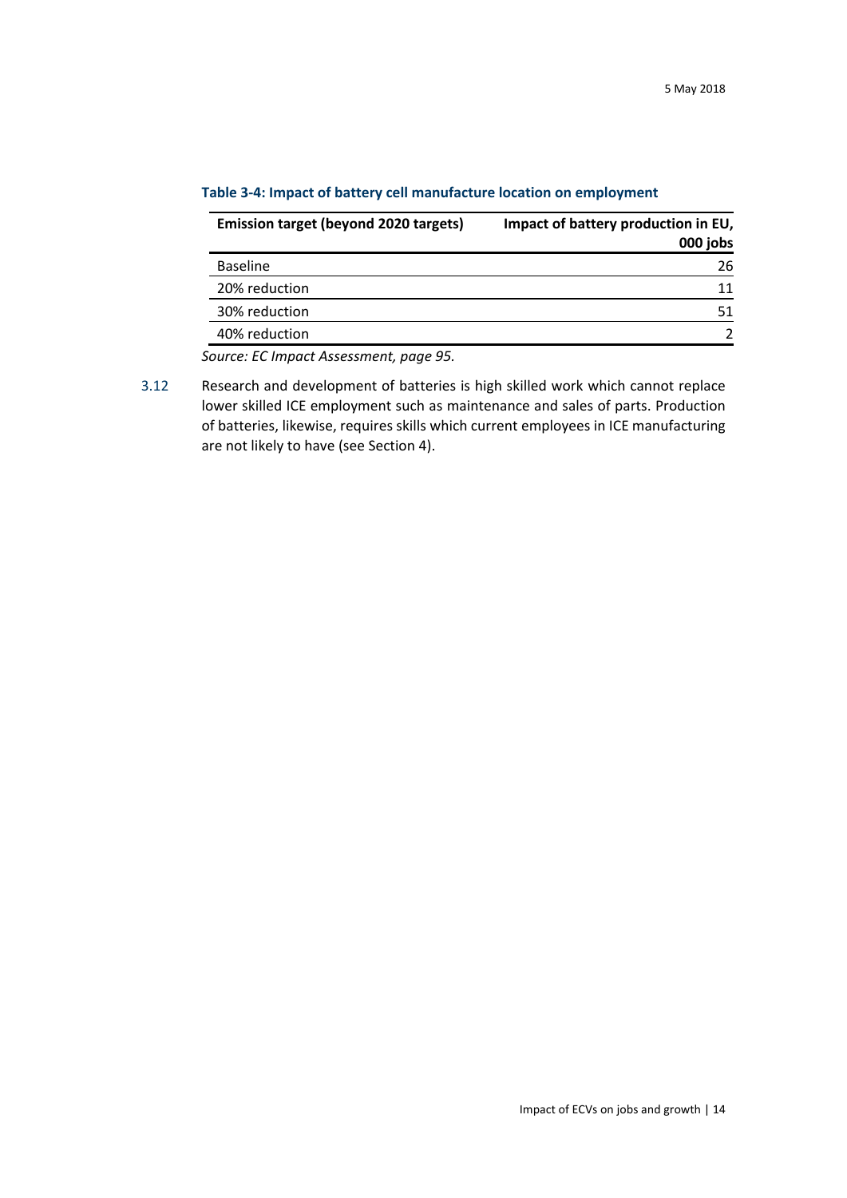**Table 3-4: Impact of battery cell manufacture location on employment**

| Emission target (beyond 2020 targets) | Impact of battery production in EU, 000 jobs |
|---|---|
| Baseline | 26 |
| 20% reduction | 11 |
| 30% reduction | 51 |
| 40% reduction | 2 |

*Source: EC Impact Assessment, page 95.*

3.12 Research and development of batteries is high skilled work which cannot replace lower skilled ICE employment such as maintenance and sales of parts. Production of batteries, likewise, requires skills which current employees in ICE manufacturing are not likely to have (see Section 4).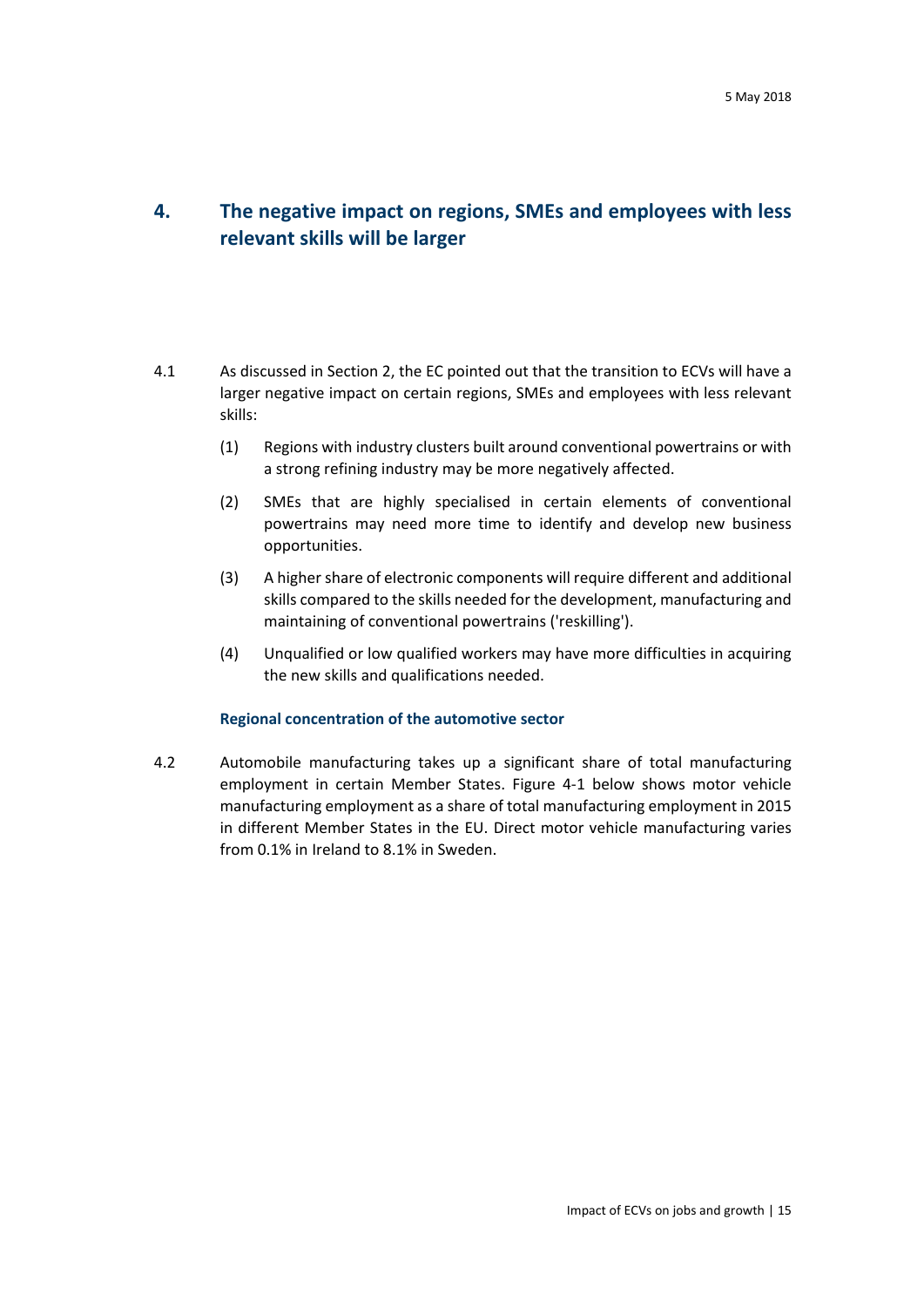# 4. The negative impact on regions, SMEs and employees with less relevant skills will be larger

4.1 As discussed in Section 2, the EC pointed out that the transition to ECVs will have a larger negative impact on certain regions, SMEs and employees with less relevant skills:

(1) Regions with industry clusters built around conventional powertrains or with a strong refining industry may be more negatively affected.

(2) SMEs that are highly specialised in certain elements of conventional powertrains may need more time to identify and develop new business opportunities.

(3) A higher share of electronic components will require different and additional skills compared to the skills needed for the development, manufacturing and maintaining of conventional powertrains ('reskilling').

(4) Unqualified or low qualified workers may have more difficulties in acquiring the new skills and qualifications needed.

### Regional concentration of the automotive sector

4.2 Automobile manufacturing takes up a significant share of total manufacturing employment in certain Member States. Figure 4-1 below shows motor vehicle manufacturing employment as a share of total manufacturing employment in 2015 in different Member States in the EU. Direct motor vehicle manufacturing varies from 0.1% in Ireland to 8.1% in Sweden.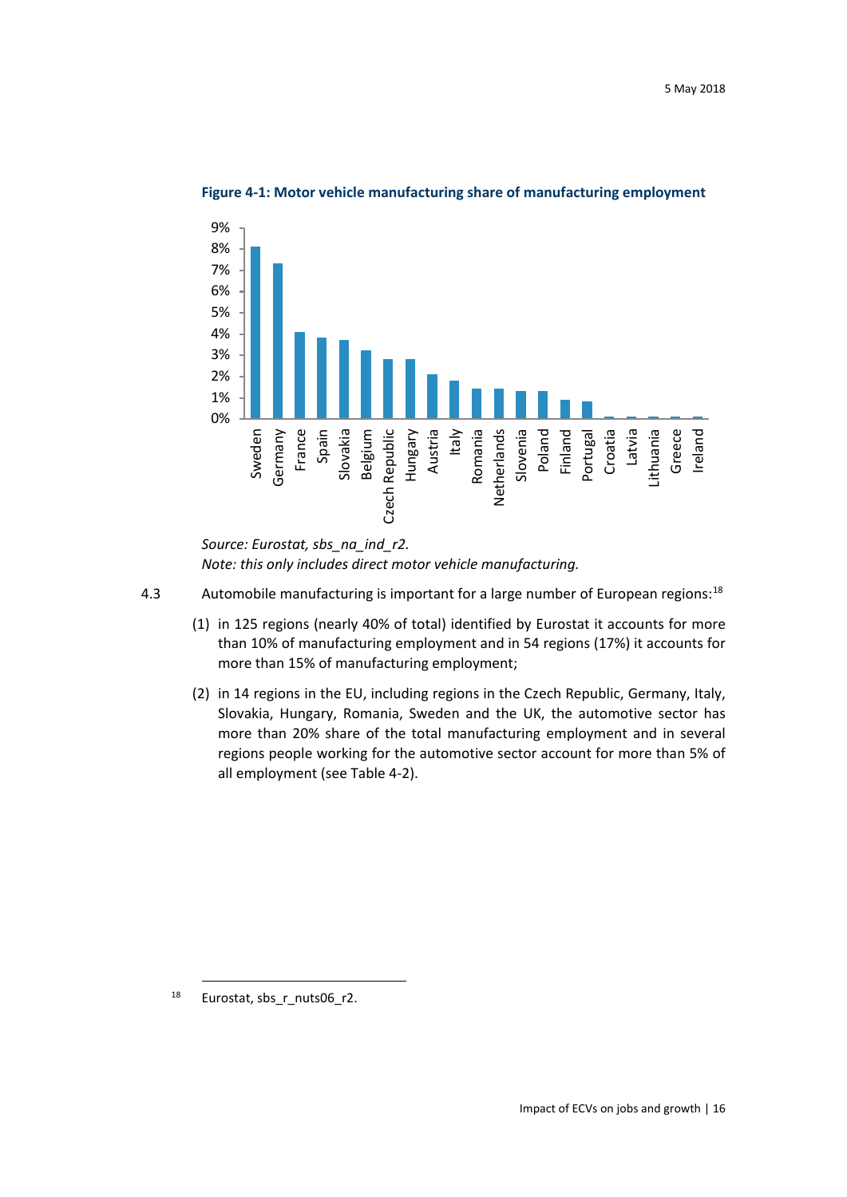**Figure 4-1: Motor vehicle manufacturing share of manufacturing employment**

*Source: Eurostat, sbs_na_ind_r2.*
*Note: this only includes direct motor vehicle manufacturing.*

4.3 Automobile manufacturing is important for a large number of European regions:[18]

(1) in 125 regions (nearly 40% of total) identified by Eurostat it accounts for more than 10% of manufacturing employment and in 54 regions (17%) it accounts for more than 15% of manufacturing employment;

(2) in 14 regions in the EU, including regions in the Czech Republic, Germany, Italy, Slovakia, Hungary, Romania, Sweden and the UK, the automotive sector has more than 20% share of the total manufacturing employment and in several regions people working for the automotive sector account for more than 5% of all employment (see Table 4-2).

[18] Eurostat, sbs_r_nuts06_r2.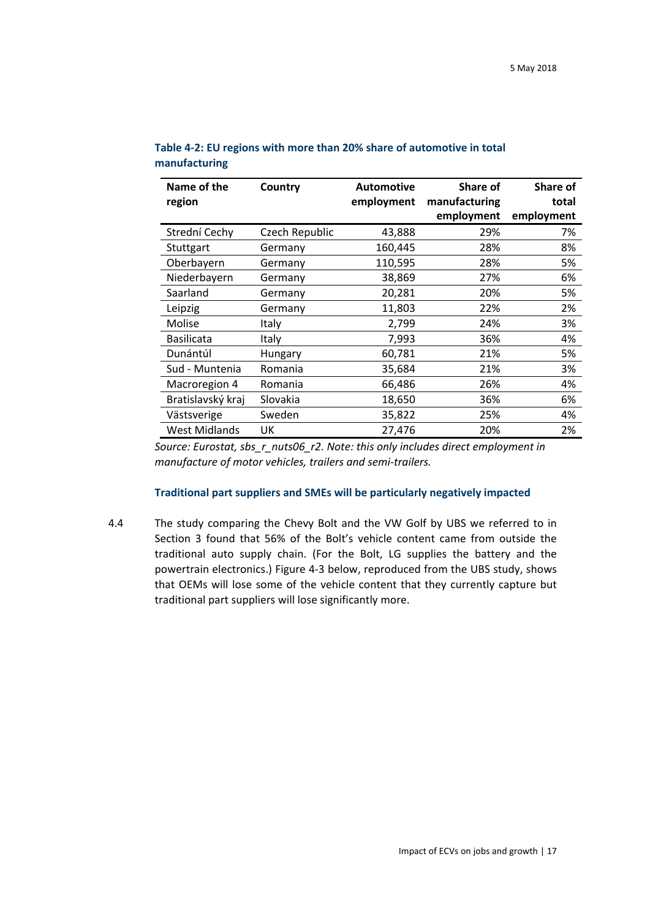**Table 4-2: EU regions with more than 20% share of automotive in total manufacturing**

| Name of the region | Country | Automotive employment | Share of manufacturing employment | Share of total employment |
|---|---|---|---|---|
| Stredni Cechy | Czech Republic | 43,888 | 29% | 7% |
| Stuttgart | Germany | 160,445 | 28% | 8% |
| Oberbayern | Germany | 110,595 | 28% | 5% |
| Niederbayern | Germany | 38,869 | 27% | 6% |
| Saarland | Germany | 20,281 | 20% | 5% |
| Leipzig | Germany | 11,803 | 22% | 2% |
| Molise | Italy | 2,799 | 24% | 3% |
| Basilicata | Italy | 7,993 | 36% | 4% |
| Dunántúl | Hungary | 60,781 | 21% | 5% |
| Sud - Muntenia | Romania | 35,684 | 21% | 3% |
| Macroregion 4 | Romania | 66,486 | 26% | 4% |
| Bratislavský kraj | Slovakia | 18,650 | 36% | 6% |
| Västsverige | Sweden | 35,822 | 25% | 4% |
| West Midlands | UK | 27,476 | 20% | 2% |

*Source: Eurostat, sbs_r_nuts06_r2. Note: this only includes direct employment in manufacture of motor vehicles, trailers and semi-trailers.*

### Traditional part suppliers and SMEs will be particularly negatively impacted

4.4 The study comparing the Chevy Bolt and the VW Golf by UBS we referred to in Section 3 found that 56% of the Bolt's vehicle content came from outside the traditional auto supply chain. (For the Bolt, LG supplies the battery and the powertrain electronics.) Figure 4-3 below, reproduced from the UBS study, shows that OEMs will lose some of the vehicle content that they currently capture but traditional part suppliers will lose significantly more.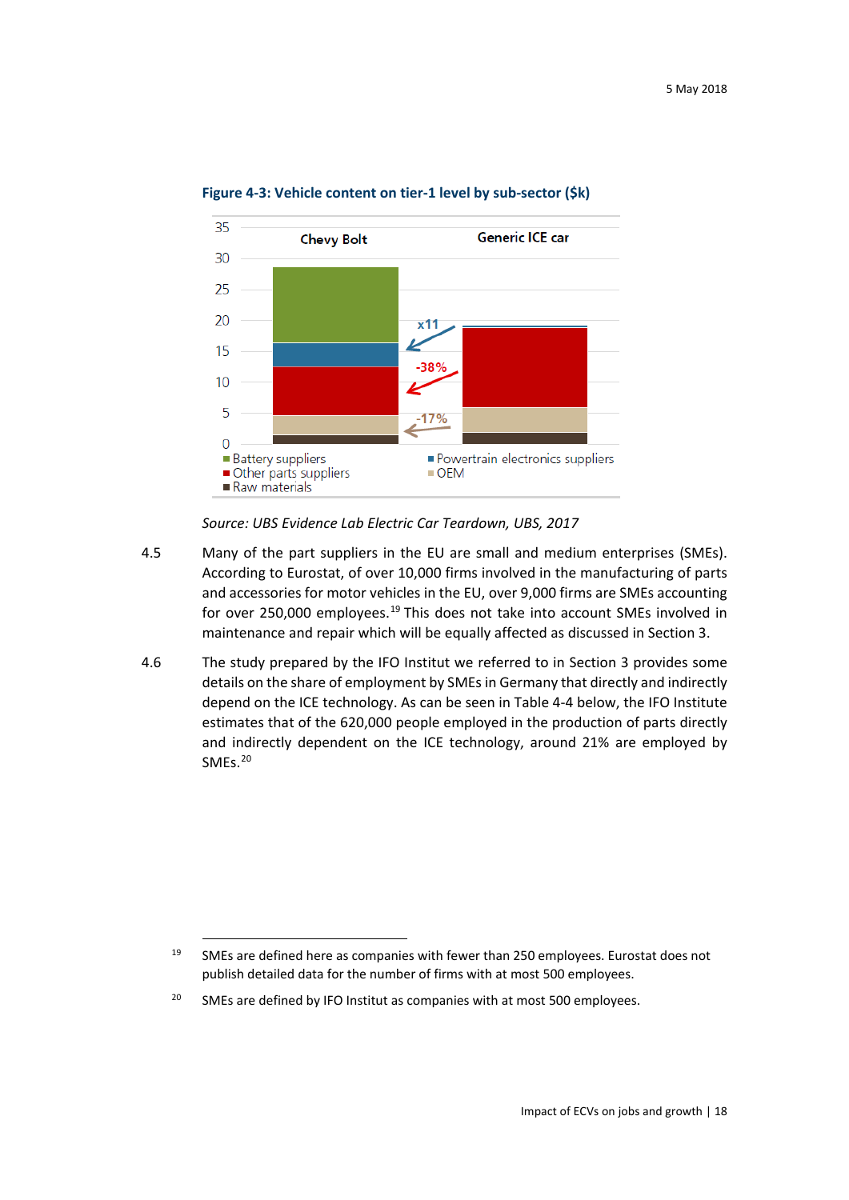**Figure 4-3: Vehicle content on tier-1 level by sub-sector ($k)**

Source: UBS Evidence Lab Electric Car Teardown, UBS, 2017

4.5 Many of the part suppliers in the EU are small and medium enterprises (SMEs). According to Eurostat, of over 10,000 firms involved in the manufacturing of parts and accessories for motor vehicles in the EU, over 9,000 firms are SMEs accounting for over 250,000 employees.[19] This does not take into account SMEs involved in maintenance and repair which will be equally affected as discussed in Section 3.

4.6 The study prepared by the IFO Institut we referred to in Section 3 provides some details on the share of employment by SMEs in Germany that directly and indirectly depend on the ICE technology. As can be seen in Table 4-4 below, the IFO Institute estimates that of the 620,000 people employed in the production of parts directly and indirectly dependent on the ICE technology, around 21% are employed by SMEs.[20]

---

[19] SMEs are defined here as companies with fewer than 250 employees. Eurostat does not publish detailed data for the number of firms with at most 500 employees.

[20] SMEs are defined by IFO Institut as companies with at most 500 employees.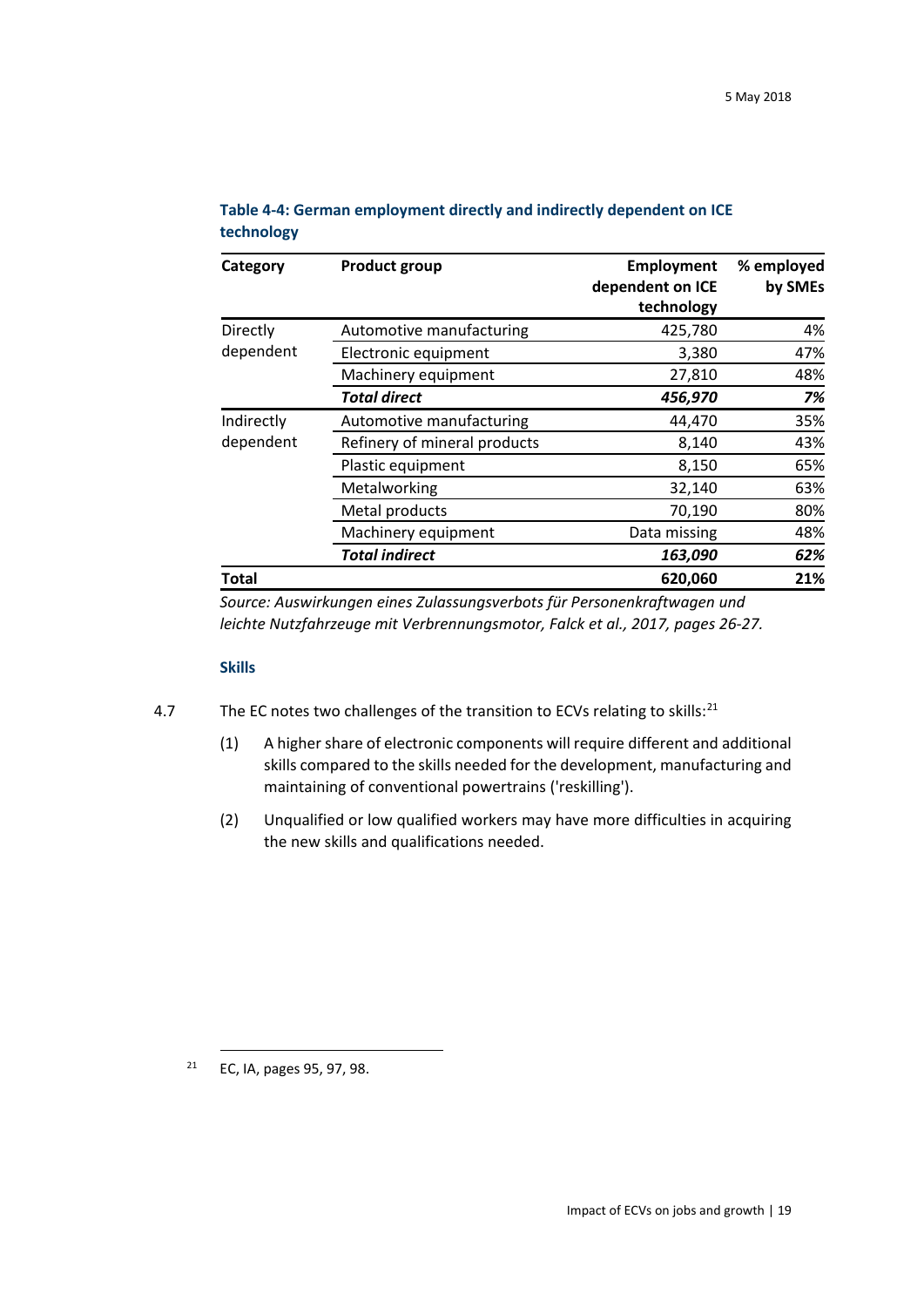**Table 4-4: German employment directly and indirectly dependent on ICE technology**

| Category | Product group | Employment dependent on ICE technology | % employed by SMEs |
|---|---|---|---|
| Directly dependent | Automotive manufacturing | 425,780 | 4% |
| | Electronic equipment | 3,380 | 47% |
| | Machinery equipment | 27,810 | 48% |
| | ***Total direct*** | ***456,970*** | ***7%*** |
| Indirectly dependent | Automotive manufacturing | 44,470 | 35% |
| | Refinery of mineral products | 8,140 | 43% |
| | Plastic equipment | 8,150 | 65% |
| | Metalworking | 32,140 | 63% |
| | Metal products | 70,190 | 80% |
| | Machinery equipment | Data missing | 48% |
| | ***Total indirect*** | ***163,090*** | ***62%*** |
| **Total** | | **620,060** | **21%** |

*Source: Auswirkungen eines Zulassungsverbots für Personenkraftwagen und leichte Nutzfahrzeuge mit Verbrennungsmotor, Falck et al., 2017, pages 26-27.*

### Skills

4.7 The EC notes two challenges of the transition to ECVs relating to skills:[21]

(1) A higher share of electronic components will require different and additional skills compared to the skills needed for the development, manufacturing and maintaining of conventional powertrains ('reskilling').

(2) Unqualified or low qualified workers may have more difficulties in acquiring the new skills and qualifications needed.

[21] EC, IA, pages 95, 97, 98.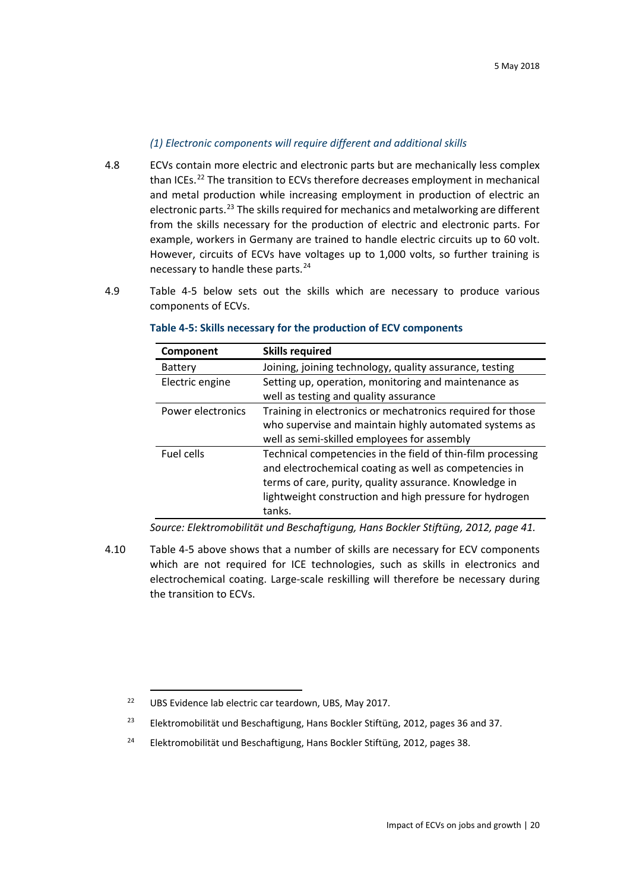*(1) Electronic components will require different and additional skills*

4.8 ECVs contain more electric and electronic parts but are mechanically less complex than ICEs.[22] The transition to ECVs therefore decreases employment in mechanical and metal production while increasing employment in production of electric an electronic parts.[23] The skills required for mechanics and metalworking are different from the skills necessary for the production of electric and electronic parts. For example, workers in Germany are trained to handle electric circuits up to 60 volt. However, circuits of ECVs have voltages up to 1,000 volts, so further training is necessary to handle these parts.[24]

4.9 Table 4-5 below sets out the skills which are necessary to produce various components of ECVs.

**Table 4-5: Skills necessary for the production of ECV components**

| Component | Skills required |
| --- | --- |
| Battery | Joining, joining technology, quality assurance, testing |
| Electric engine | Setting up, operation, monitoring and maintenance as well as testing and quality assurance |
| Power electronics | Training in electronics or mechatronics required for those who supervise and maintain highly automated systems as well as semi-skilled employees for assembly |
| Fuel cells | Technical competencies in the field of thin-film processing and electrochemical coating as well as competencies in terms of care, purity, quality assurance. Knowledge in lightweight construction and high pressure for hydrogen tanks. |

*Source: Elektromobilität und Beschaftigung, Hans Bockler Stiftüng, 2012, page 41.*

4.10 Table 4-5 above shows that a number of skills are necessary for ECV components which are not required for ICE technologies, such as skills in electronics and electrochemical coating. Large-scale reskilling will therefore be necessary during the transition to ECVs.

---

[22] UBS Evidence lab electric car teardown, UBS, May 2017.

[23] Elektromobilität und Beschaftigung, Hans Bockler Stiftüng, 2012, pages 36 and 37.

[24] Elektromobilität und Beschaftigung, Hans Bockler Stiftüng, 2012, pages 38.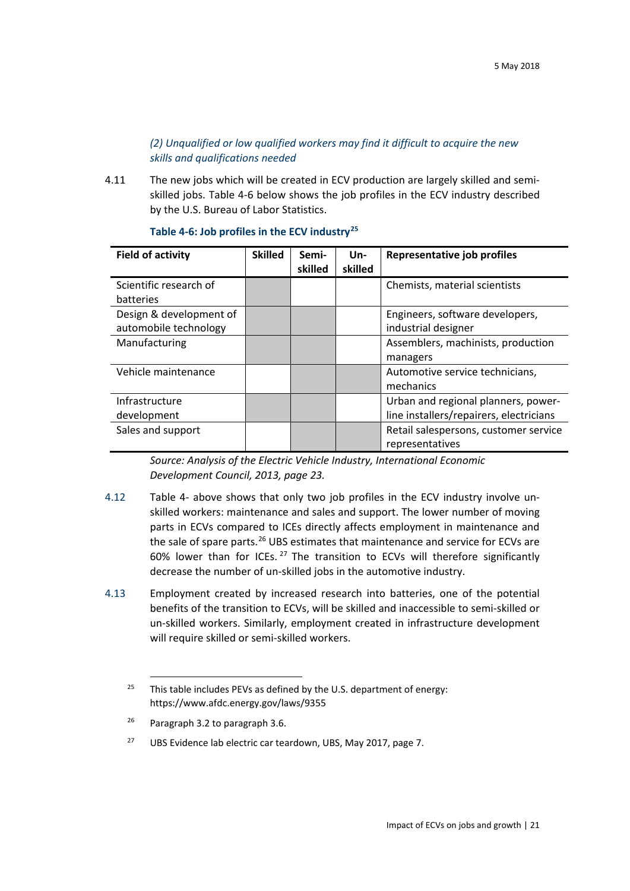*(2) Unqualified or low qualified workers may find it difficult to acquire the new skills and qualifications needed*

4.11 The new jobs which will be created in ECV production are largely skilled and semi-skilled jobs. Table 4-6 below shows the job profiles in the ECV industry described by the U.S. Bureau of Labor Statistics.

**Table 4-6: Job profiles in the ECV industry[25]**

| Field of activity | Skilled | Semi-skilled | Un-skilled | Representative job profiles |
|---|---|---|---|---|
| Scientific research of batteries | X | | | Chemists, material scientists |
| Design & development of automobile technology | X | X | | Engineers, software developers, industrial designer |
| Manufacturing | X | X | | Assemblers, machinists, production managers |
| Vehicle maintenance | | X | X | Automotive service technicians, mechanics |
| Infrastructure development | X | X | | Urban and regional planners, power-line installers/repairers, electricians |
| Sales and support | | X | X | Retail salespersons, customer service representatives |

*Source: Analysis of the Electric Vehicle Industry, International Economic Development Council, 2013, page 23.*

4.12 Table 4- above shows that only two job profiles in the ECV industry involve un-skilled workers: maintenance and sales and support. The lower number of moving parts in ECVs compared to ICEs directly affects employment in maintenance and the sale of spare parts.[26] UBS estimates that maintenance and service for ECVs are 60% lower than for ICEs.[27] The transition to ECVs will therefore significantly decrease the number of un-skilled jobs in the automotive industry.

4.13 Employment created by increased research into batteries, one of the potential benefits of the transition to ECVs, will be skilled and inaccessible to semi-skilled or un-skilled workers. Similarly, employment created in infrastructure development will require skilled or semi-skilled workers.

---

[25] This table includes PEVs as defined by the U.S. department of energy: https://www.afdc.energy.gov/laws/9355

[26] Paragraph 3.2 to paragraph 3.6.

[27] UBS Evidence lab electric car teardown, UBS, May 2017, page 7.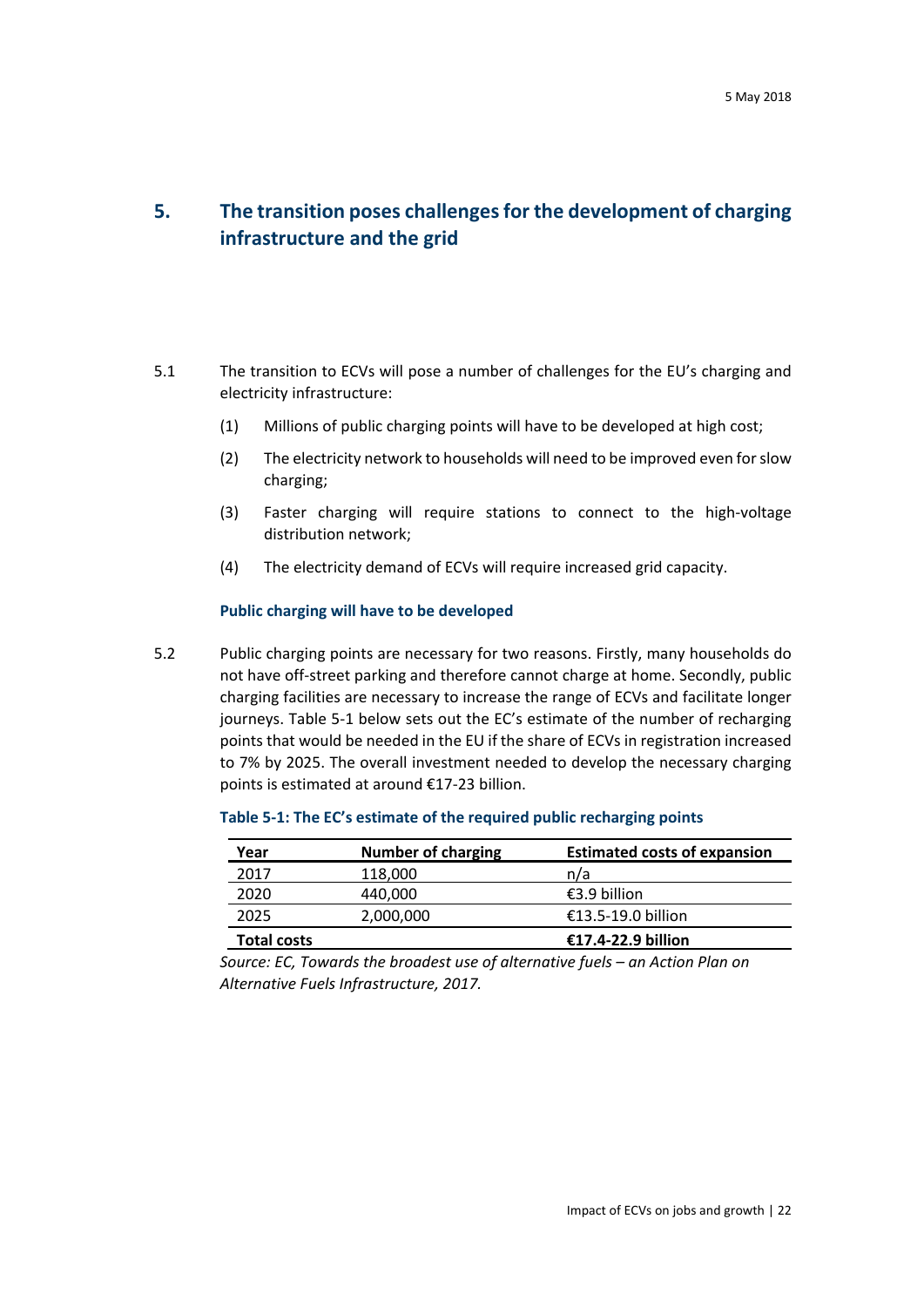## 5. The transition poses challenges for the development of charging infrastructure and the grid

5.1 The transition to ECVs will pose a number of challenges for the EU's charging and electricity infrastructure:

(1) Millions of public charging points will have to be developed at high cost;

(2) The electricity network to households will need to be improved even for slow charging;

(3) Faster charging will require stations to connect to the high-voltage distribution network;

(4) The electricity demand of ECVs will require increased grid capacity.

### Public charging will have to be developed

5.2 Public charging points are necessary for two reasons. Firstly, many households do not have off-street parking and therefore cannot charge at home. Secondly, public charging facilities are necessary to increase the range of ECVs and facilitate longer journeys. Table 5-1 below sets out the EC's estimate of the number of recharging points that would be needed in the EU if the share of ECVs in registration increased to 7% by 2025. The overall investment needed to develop the necessary charging points is estimated at around €17-23 billion.

**Table 5-1: The EC's estimate of the required public recharging points**

| Year | Number of charging | Estimated costs of expansion |
|---|---|---|
| 2017 | 118,000 | n/a |
| 2020 | 440,000 | €3.9 billion |
| 2025 | 2,000,000 | €13.5-19.0 billion |
| **Total costs** | | **€17.4-22.9 billion** |

*Source: EC, Towards the broadest use of alternative fuels – an Action Plan on Alternative Fuels Infrastructure, 2017.*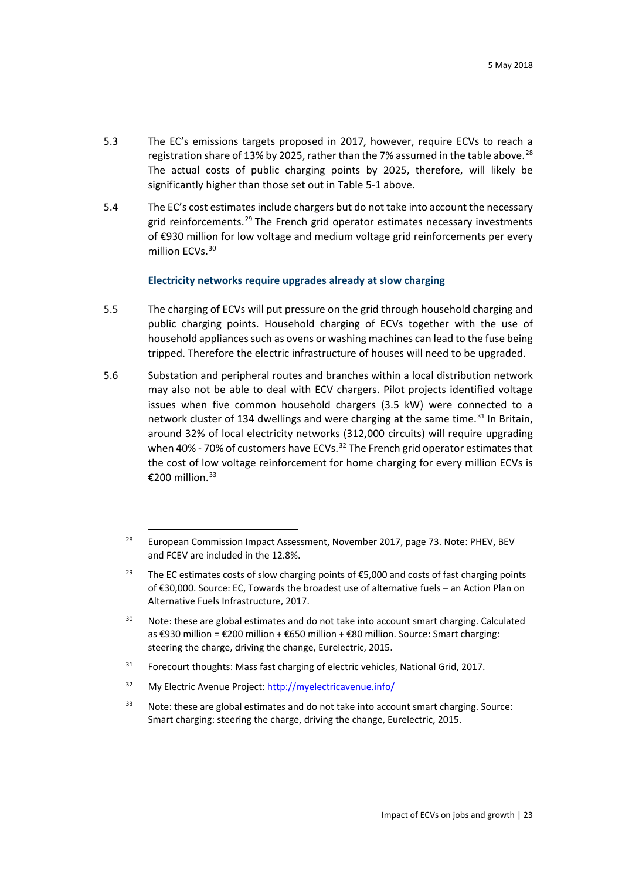5.3 The EC's emissions targets proposed in 2017, however, require ECVs to reach a registration share of 13% by 2025, rather than the 7% assumed in the table above.[28] The actual costs of public charging points by 2025, therefore, will likely be significantly higher than those set out in Table 5-1 above.

5.4 The EC's cost estimates include chargers but do not take into account the necessary grid reinforcements.[29] The French grid operator estimates necessary investments of €930 million for low voltage and medium voltage grid reinforcements per every million ECVs.[30]

### Electricity networks require upgrades already at slow charging

5.5 The charging of ECVs will put pressure on the grid through household charging and public charging points. Household charging of ECVs together with the use of household appliances such as ovens or washing machines can lead to the fuse being tripped. Therefore the electric infrastructure of houses will need to be upgraded.

5.6 Substation and peripheral routes and branches within a local distribution network may also not be able to deal with ECV chargers. Pilot projects identified voltage issues when five common household chargers (3.5 kW) were connected to a network cluster of 134 dwellings and were charging at the same time.[31] In Britain, around 32% of local electricity networks (312,000 circuits) will require upgrading when 40% - 70% of customers have ECVs.[32] The French grid operator estimates that the cost of low voltage reinforcement for home charging for every million ECVs is €200 million.[33]

---

[28] European Commission Impact Assessment, November 2017, page 73. Note: PHEV, BEV and FCEV are included in the 12.8%.

[29] The EC estimates costs of slow charging points of €5,000 and costs of fast charging points of €30,000. Source: EC, Towards the broadest use of alternative fuels – an Action Plan on Alternative Fuels Infrastructure, 2017.

[30] Note: these are global estimates and do not take into account smart charging. Calculated as €930 million = €200 million + €650 million + €80 million. Source: Smart charging: steering the charge, driving the change, Eurelectric, 2015.

[31] Forecourt thoughts: Mass fast charging of electric vehicles, National Grid, 2017.

[32] My Electric Avenue Project: http://myelectricavenue.info/

[33] Note: these are global estimates and do not take into account smart charging. Source: Smart charging: steering the charge, driving the change, Eurelectric, 2015.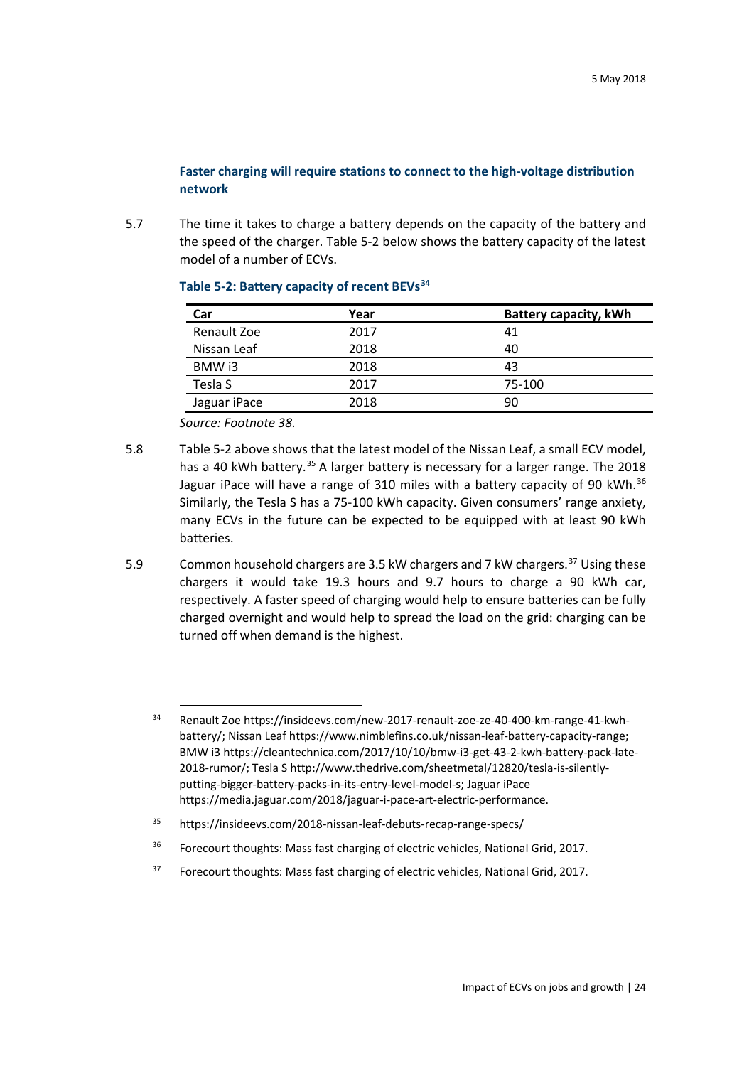### Faster charging will require stations to connect to the high-voltage distribution network

5.7 The time it takes to charge a battery depends on the capacity of the battery and the speed of the charger. Table 5-2 below shows the battery capacity of the latest model of a number of ECVs.

**Table 5-2: Battery capacity of recent BEVs[34]**

| Car | Year | Battery capacity, kWh |
|---|---|---|
| Renault Zoe | 2017 | 41 |
| Nissan Leaf | 2018 | 40 |
| BMW i3 | 2018 | 43 |
| Tesla S | 2017 | 75-100 |
| Jaguar iPace | 2018 | 90 |

*Source: Footnote 38.*

5.8 Table 5-2 above shows that the latest model of the Nissan Leaf, a small ECV model, has a 40 kWh battery.[35] A larger battery is necessary for a larger range. The 2018 Jaguar iPace will have a range of 310 miles with a battery capacity of 90 kWh.[36] Similarly, the Tesla S has a 75-100 kWh capacity. Given consumers' range anxiety, many ECVs in the future can be expected to be equipped with at least 90 kWh batteries.

5.9 Common household chargers are 3.5 kW chargers and 7 kW chargers.[37] Using these chargers it would take 19.3 hours and 9.7 hours to charge a 90 kWh car, respectively. A faster speed of charging would help to ensure batteries can be fully charged overnight and would help to spread the load on the grid: charging can be turned off when demand is the highest.

---

[34] Renault Zoe https://insideevs.com/new-2017-renault-zoe-ze-40-400-km-range-41-kwh-battery/; Nissan Leaf https://www.nimblefins.co.uk/nissan-leaf-battery-capacity-range; BMW i3 https://cleantechnica.com/2017/10/10/bmw-i3-get-43-2-kwh-battery-pack-late-2018-rumor/; Tesla S http://www.thedrive.com/sheetmetal/12820/tesla-is-silently-putting-bigger-battery-packs-in-its-entry-level-model-s; Jaguar iPace https://media.jaguar.com/2018/jaguar-i-pace-art-electric-performance.

[35] https://insideevs.com/2018-nissan-leaf-debuts-recap-range-specs/

[36] Forecourt thoughts: Mass fast charging of electric vehicles, National Grid, 2017.

[37] Forecourt thoughts: Mass fast charging of electric vehicles, National Grid, 2017.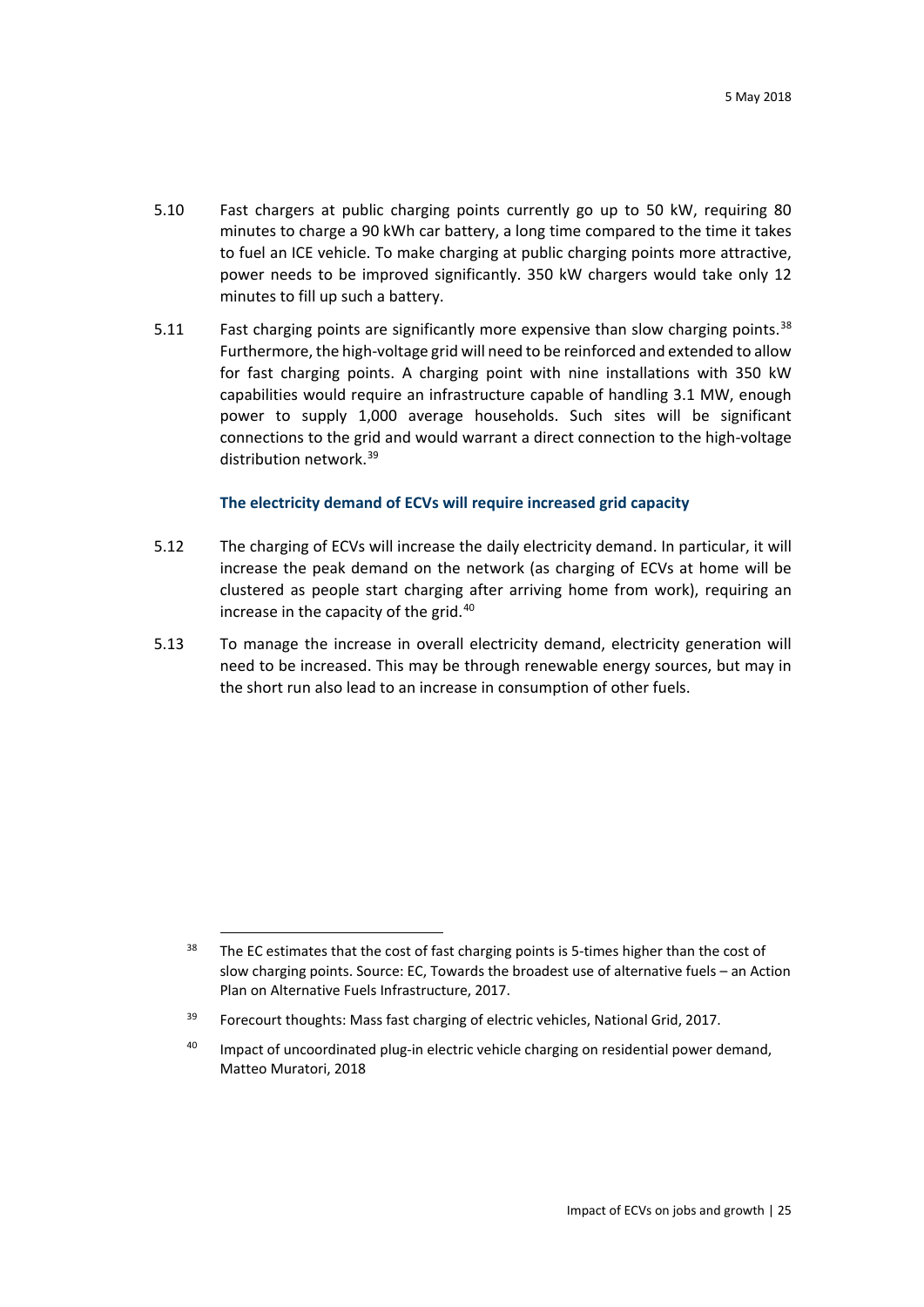5.10 Fast chargers at public charging points currently go up to 50 kW, requiring 80 minutes to charge a 90 kWh car battery, a long time compared to the time it takes to fuel an ICE vehicle. To make charging at public charging points more attractive, power needs to be improved significantly. 350 kW chargers would take only 12 minutes to fill up such a battery.

5.11 Fast charging points are significantly more expensive than slow charging points.[38] Furthermore, the high-voltage grid will need to be reinforced and extended to allow for fast charging points. A charging point with nine installations with 350 kW capabilities would require an infrastructure capable of handling 3.1 MW, enough power to supply 1,000 average households. Such sites will be significant connections to the grid and would warrant a direct connection to the high-voltage distribution network.[39]

### The electricity demand of ECVs will require increased grid capacity

5.12 The charging of ECVs will increase the daily electricity demand. In particular, it will increase the peak demand on the network (as charging of ECVs at home will be clustered as people start charging after arriving home from work), requiring an increase in the capacity of the grid.[40]

5.13 To manage the increase in overall electricity demand, electricity generation will need to be increased. This may be through renewable energy sources, but may in the short run also lead to an increase in consumption of other fuels.

---

[38] The EC estimates that the cost of fast charging points is 5-times higher than the cost of slow charging points. Source: EC, Towards the broadest use of alternative fuels – an Action Plan on Alternative Fuels Infrastructure, 2017.

[39] Forecourt thoughts: Mass fast charging of electric vehicles, National Grid, 2017.

[40] Impact of uncoordinated plug-in electric vehicle charging on residential power demand, Matteo Muratori, 2018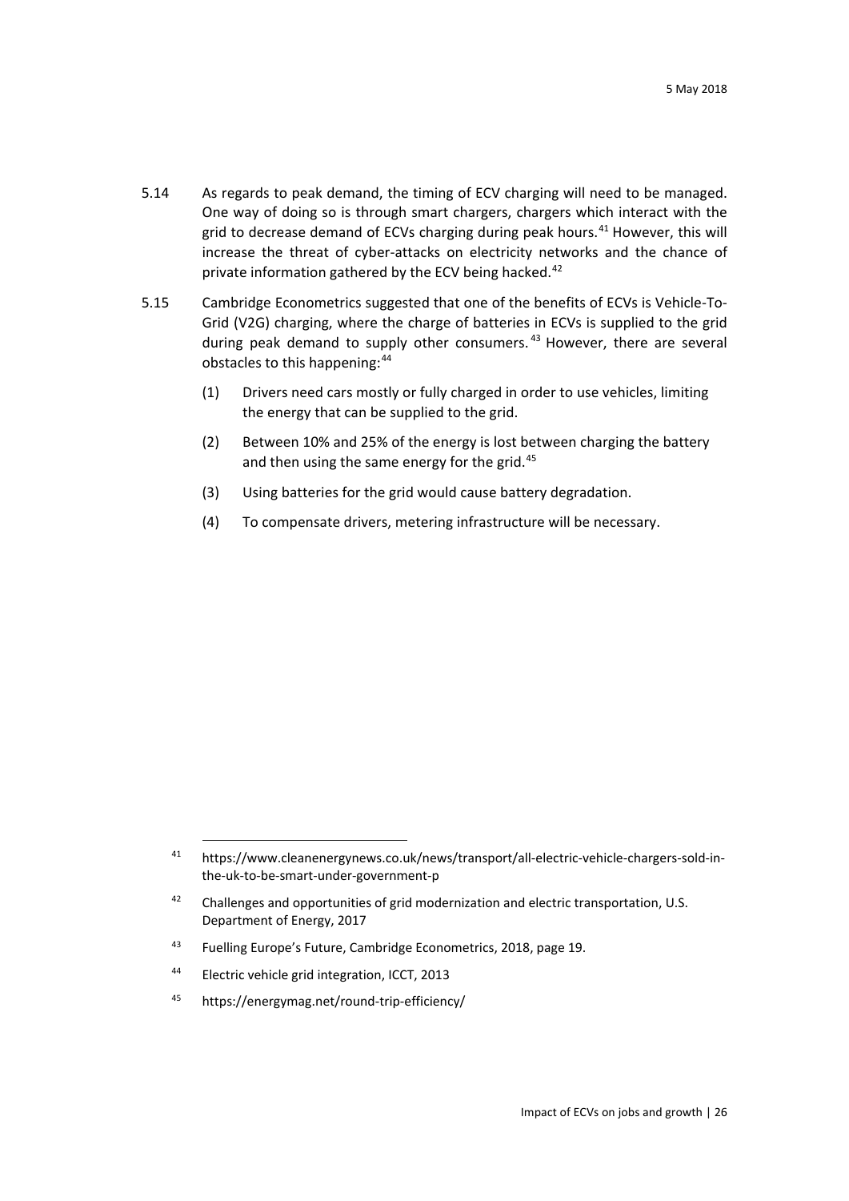5.14 As regards to peak demand, the timing of ECV charging will need to be managed. One way of doing so is through smart chargers, chargers which interact with the grid to decrease demand of ECVs charging during peak hours.[41] However, this will increase the threat of cyber-attacks on electricity networks and the chance of private information gathered by the ECV being hacked.[42]

5.15 Cambridge Econometrics suggested that one of the benefits of ECVs is Vehicle-To-Grid (V2G) charging, where the charge of batteries in ECVs is supplied to the grid during peak demand to supply other consumers.[43] However, there are several obstacles to this happening:[44]

(1) Drivers need cars mostly or fully charged in order to use vehicles, limiting the energy that can be supplied to the grid.

(2) Between 10% and 25% of the energy is lost between charging the battery and then using the same energy for the grid.[45]

(3) Using batteries for the grid would cause battery degradation.

(4) To compensate drivers, metering infrastructure will be necessary.

---

[41] https://www.cleanenergynews.co.uk/news/transport/all-electric-vehicle-chargers-sold-in-the-uk-to-be-smart-under-government-p

[42] Challenges and opportunities of grid modernization and electric transportation, U.S. Department of Energy, 2017

[43] Fuelling Europe's Future, Cambridge Econometrics, 2018, page 19.

[44] Electric vehicle grid integration, ICCT, 2013

[45] https://energymag.net/round-trip-efficiency/